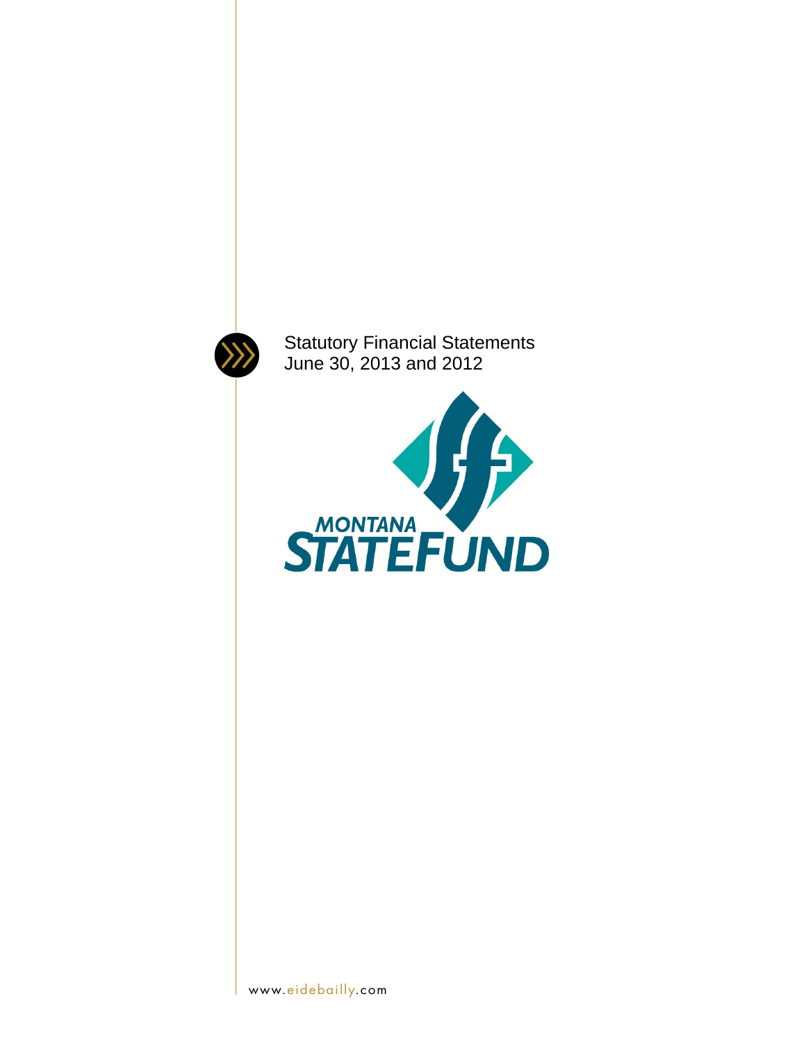Statutory Financial Statements
June 30, 2013 and 2012

MONTANA
STATEFUND

www.eidebailly.com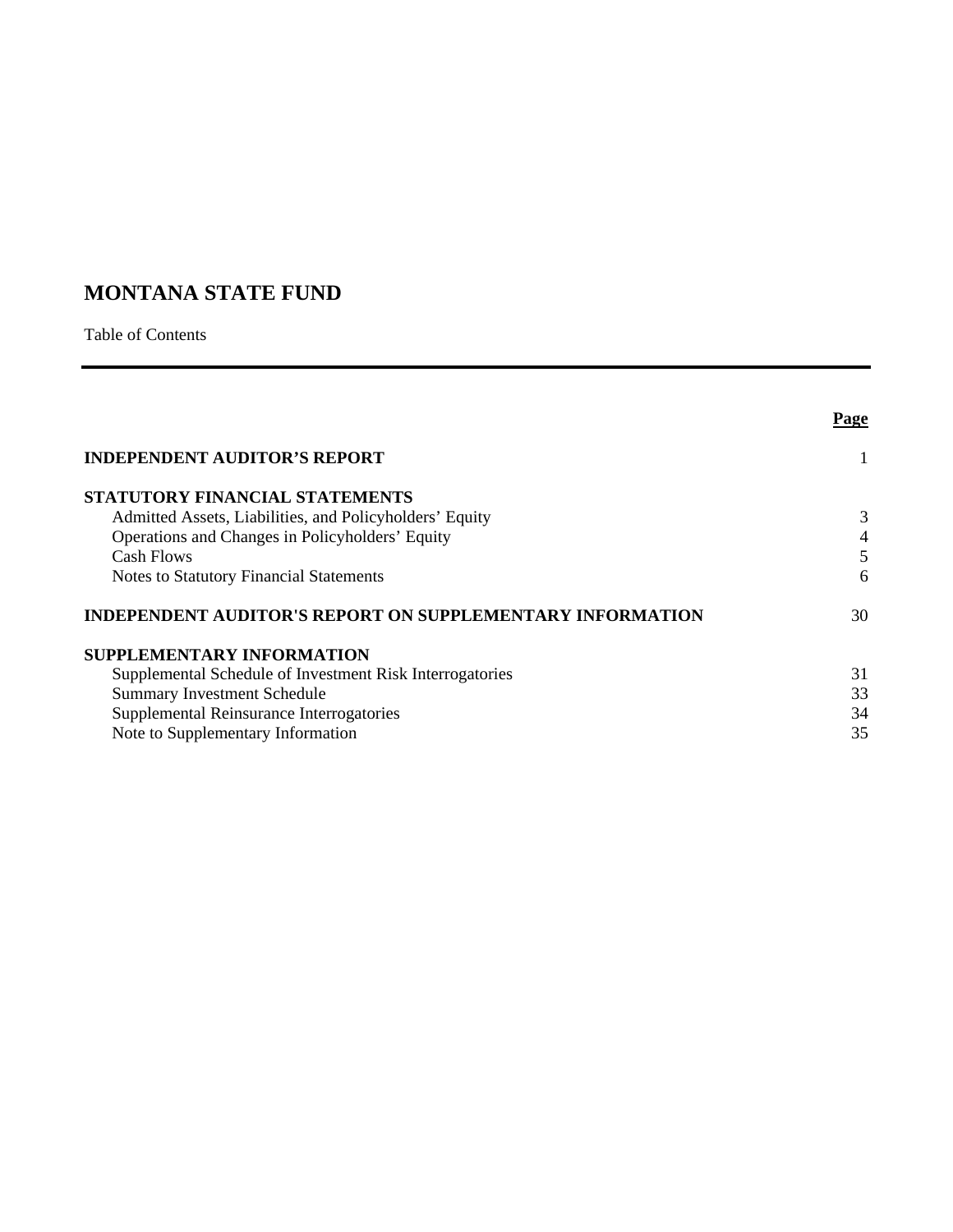# MONTANA STATE FUND

Table of Contents

| | Page |
|---|---|
| **INDEPENDENT AUDITOR'S REPORT** | 1 |
| **STATUTORY FINANCIAL STATEMENTS** | |
| Admitted Assets, Liabilities, and Policyholders' Equity | 3 |
| Operations and Changes in Policyholders' Equity | 4 |
| Cash Flows | 5 |
| Notes to Statutory Financial Statements | 6 |
| **INDEPENDENT AUDITOR'S REPORT ON SUPPLEMENTARY INFORMATION** | 30 |
| **SUPPLEMENTARY INFORMATION** | |
| Supplemental Schedule of Investment Risk Interrogatories | 31 |
| Summary Investment Schedule | 33 |
| Supplemental Reinsurance Interrogatories | 34 |
| Note to Supplementary Information | 35 |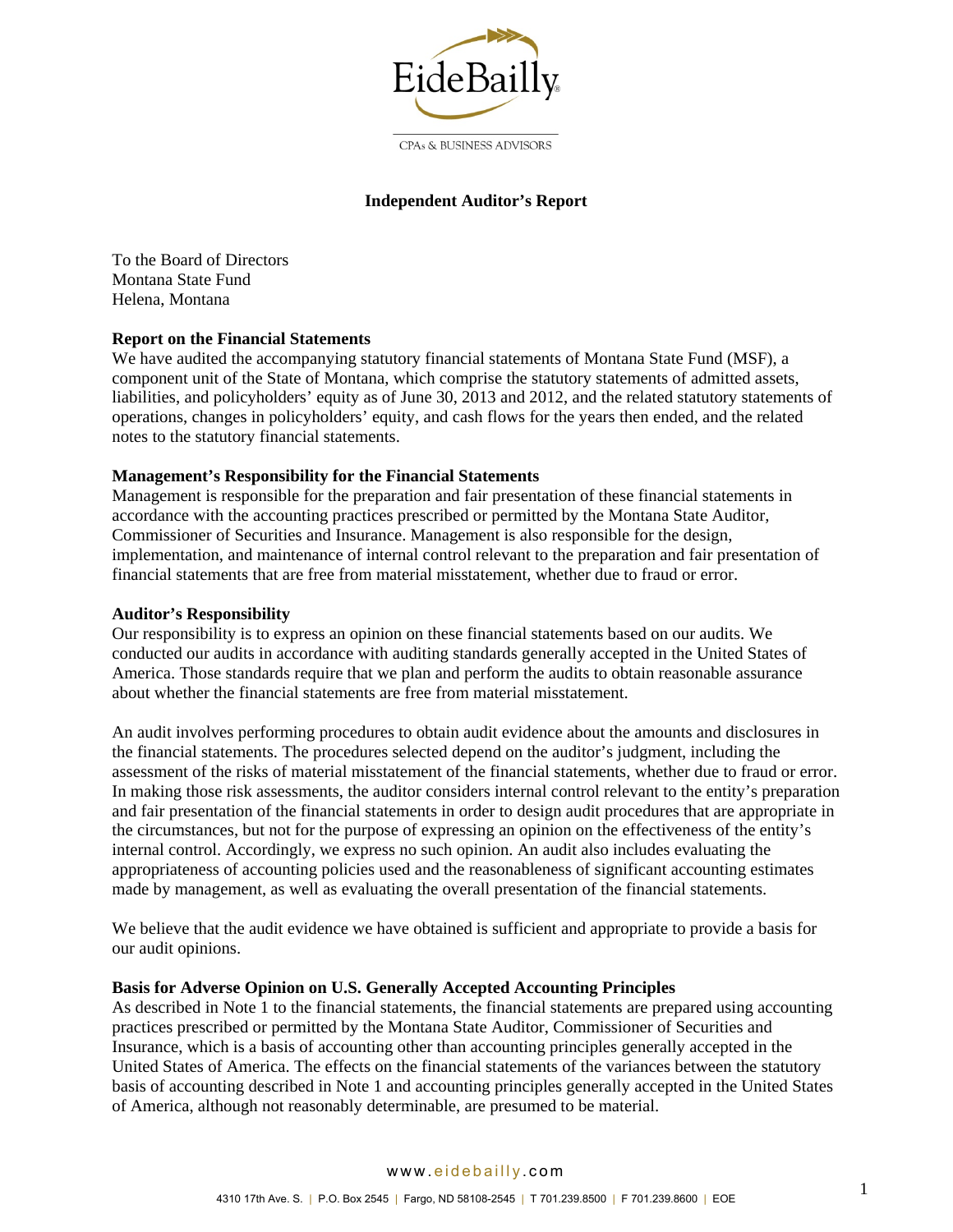# Independent Auditor's Report

To the Board of Directors
Montana State Fund
Helena, Montana

**Report on the Financial Statements**

We have audited the accompanying statutory financial statements of Montana State Fund (MSF), a component unit of the State of Montana, which comprise the statutory statements of admitted assets, liabilities, and policyholders' equity as of June 30, 2013 and 2012, and the related statutory statements of operations, changes in policyholders' equity, and cash flows for the years then ended, and the related notes to the statutory financial statements.

**Management's Responsibility for the Financial Statements**

Management is responsible for the preparation and fair presentation of these financial statements in accordance with the accounting practices prescribed or permitted by the Montana State Auditor, Commissioner of Securities and Insurance. Management is also responsible for the design, implementation, and maintenance of internal control relevant to the preparation and fair presentation of financial statements that are free from material misstatement, whether due to fraud or error.

**Auditor's Responsibility**

Our responsibility is to express an opinion on these financial statements based on our audits. We conducted our audits in accordance with auditing standards generally accepted in the United States of America. Those standards require that we plan and perform the audits to obtain reasonable assurance about whether the financial statements are free from material misstatement.

An audit involves performing procedures to obtain audit evidence about the amounts and disclosures in the financial statements. The procedures selected depend on the auditor's judgment, including the assessment of the risks of material misstatement of the financial statements, whether due to fraud or error. In making those risk assessments, the auditor considers internal control relevant to the entity's preparation and fair presentation of the financial statements in order to design audit procedures that are appropriate in the circumstances, but not for the purpose of expressing an opinion on the effectiveness of the entity's internal control. Accordingly, we express no such opinion. An audit also includes evaluating the appropriateness of accounting policies used and the reasonableness of significant accounting estimates made by management, as well as evaluating the overall presentation of the financial statements.

We believe that the audit evidence we have obtained is sufficient and appropriate to provide a basis for our audit opinions.

**Basis for Adverse Opinion on U.S. Generally Accepted Accounting Principles**

As described in Note 1 to the financial statements, the financial statements are prepared using accounting practices prescribed or permitted by the Montana State Auditor, Commissioner of Securities and Insurance, which is a basis of accounting other than accounting principles generally accepted in the United States of America. The effects on the financial statements of the variances between the statutory basis of accounting described in Note 1 and accounting principles generally accepted in the United States of America, although not reasonably determinable, are presumed to be material.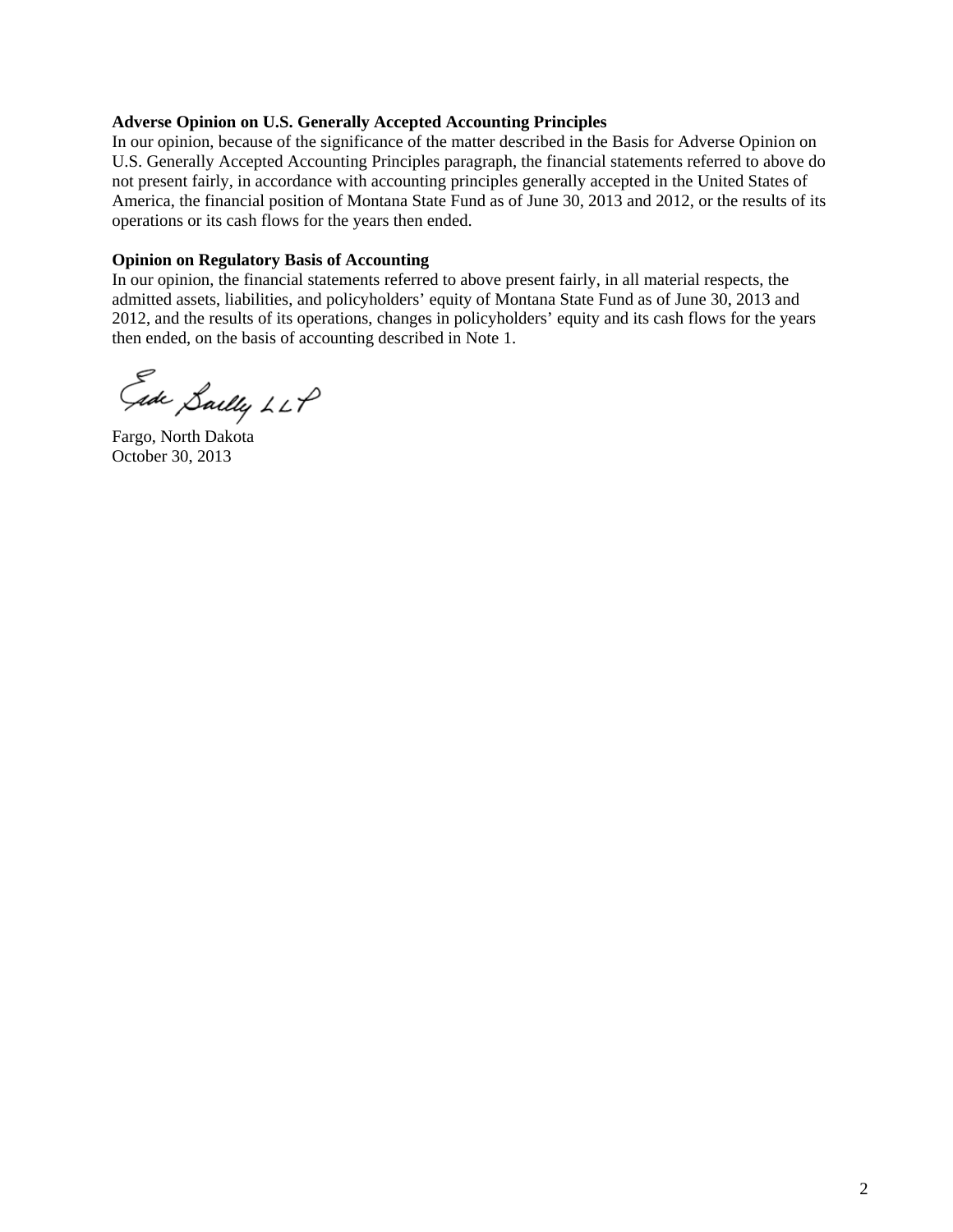**Adverse Opinion on U.S. Generally Accepted Accounting Principles**

In our opinion, because of the significance of the matter described in the Basis for Adverse Opinion on U.S. Generally Accepted Accounting Principles paragraph, the financial statements referred to above do not present fairly, in accordance with accounting principles generally accepted in the United States of America, the financial position of Montana State Fund as of June 30, 2013 and 2012, or the results of its operations or its cash flows for the years then ended.

**Opinion on Regulatory Basis of Accounting**

In our opinion, the financial statements referred to above present fairly, in all material respects, the admitted assets, liabilities, and policyholders' equity of Montana State Fund as of June 30, 2013 and 2012, and the results of its operations, changes in policyholders' equity and its cash flows for the years then ended, on the basis of accounting described in Note 1.

Eide Bailly LLP

Fargo, North Dakota
October 30, 2013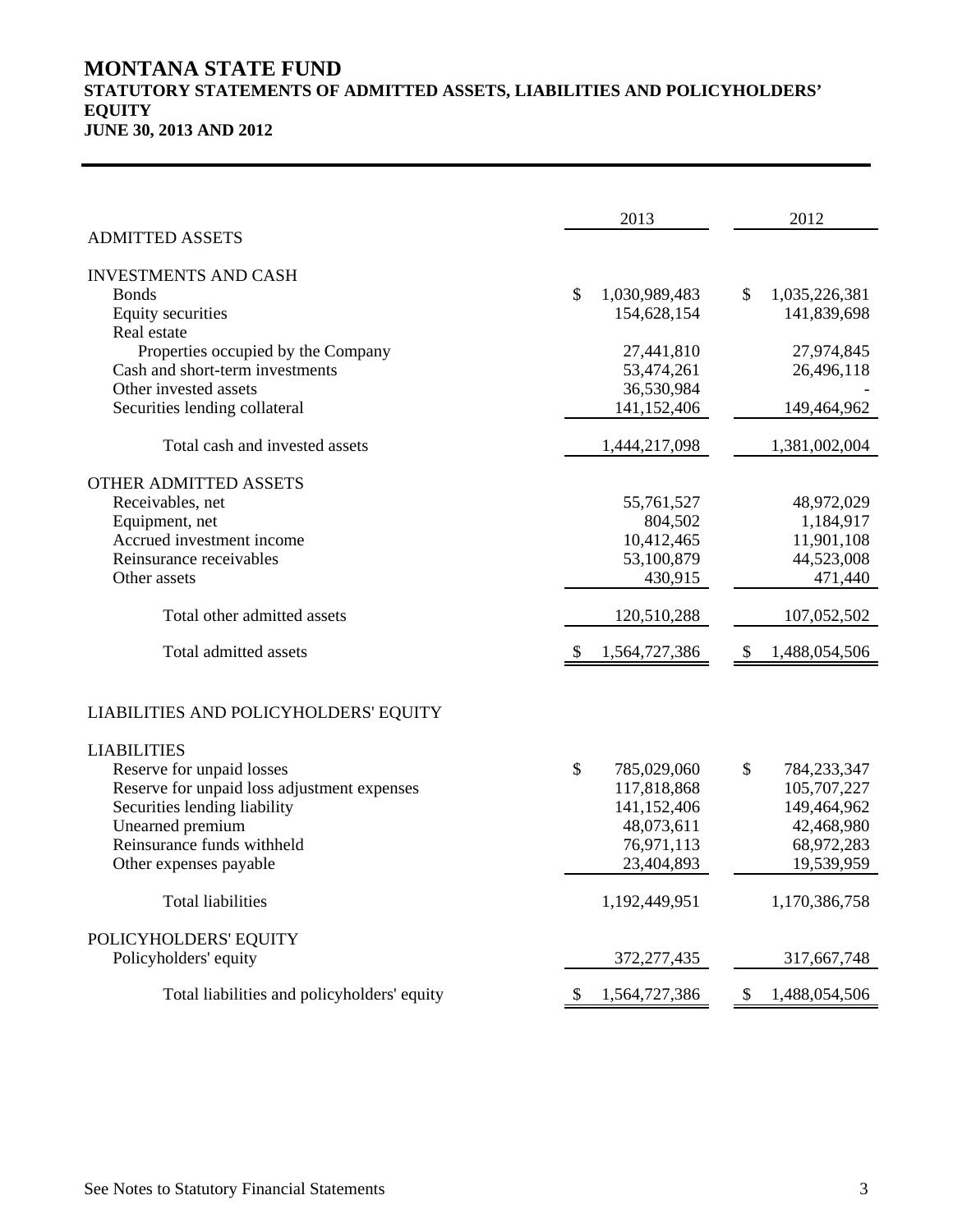# MONTANA STATE FUND

## STATUTORY STATEMENTS OF ADMITTED ASSETS, LIABILITIES AND POLICYHOLDERS' EQUITY

## JUNE 30, 2013 AND 2012

| | 2013 | 2012 |
|---|---|---|
| ADMITTED ASSETS | | |
| INVESTMENTS AND CASH | | |
| Bonds | $ 1,030,989,483 | $ 1,035,226,381 |
| Equity securities | 154,628,154 | 141,839,698 |
| Real estate | | |
| Properties occupied by the Company | 27,441,810 | 27,974,845 |
| Cash and short-term investments | 53,474,261 | 26,496,118 |
| Other invested assets | 36,530,984 | - |
| Securities lending collateral | 141,152,406 | 149,464,962 |
| Total cash and invested assets | 1,444,217,098 | 1,381,002,004 |
| OTHER ADMITTED ASSETS | | |
| Receivables, net | 55,761,527 | 48,972,029 |
| Equipment, net | 804,502 | 1,184,917 |
| Accrued investment income | 10,412,465 | 11,901,108 |
| Reinsurance receivables | 53,100,879 | 44,523,008 |
| Other assets | 430,915 | 471,440 |
| Total other admitted assets | 120,510,288 | 107,052,502 |
| Total admitted assets | $ 1,564,727,386 | $ 1,488,054,506 |
| LIABILITIES AND POLICYHOLDERS' EQUITY | | |
| LIABILITIES | | |
| Reserve for unpaid losses | $ 785,029,060 | $ 784,233,347 |
| Reserve for unpaid loss adjustment expenses | 117,818,868 | 105,707,227 |
| Securities lending liability | 141,152,406 | 149,464,962 |
| Unearned premium | 48,073,611 | 42,468,980 |
| Reinsurance funds withheld | 76,971,113 | 68,972,283 |
| Other expenses payable | 23,404,893 | 19,539,959 |
| Total liabilities | 1,192,449,951 | 1,170,386,758 |
| POLICYHOLDERS' EQUITY | | |
| Policyholders' equity | 372,277,435 | 317,667,748 |
| Total liabilities and policyholders' equity | $ 1,564,727,386 | $ 1,488,054,506 |

See Notes to Statutory Financial Statements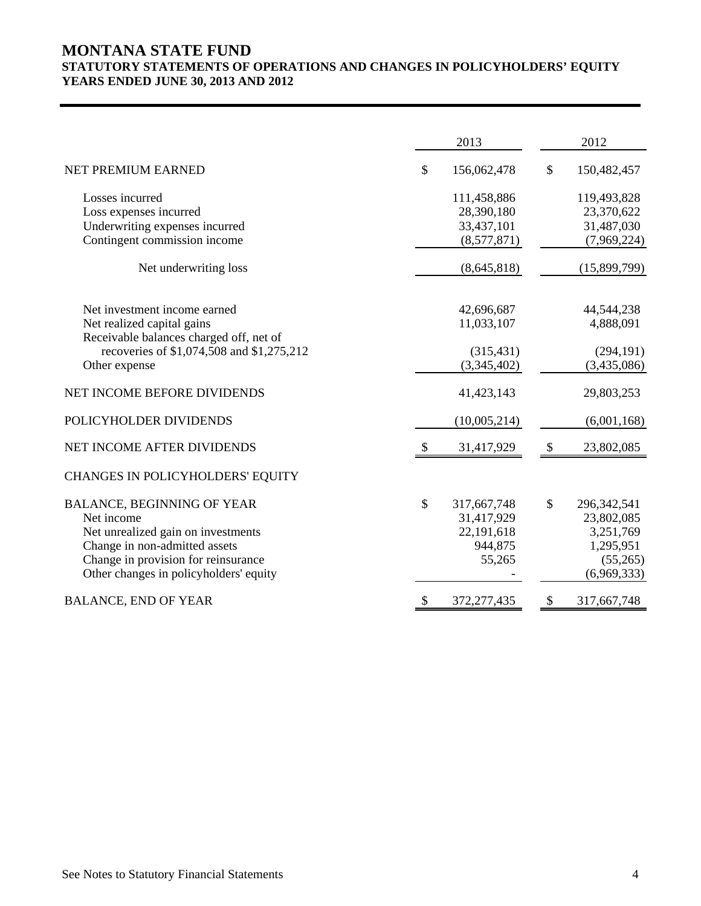# MONTANA STATE FUND

## STATUTORY STATEMENTS OF OPERATIONS AND CHANGES IN POLICYHOLDERS' EQUITY

## YEARS ENDED JUNE 30, 2013 AND 2012

| | 2013 | 2012 |
|---|---|---|
| NET PREMIUM EARNED | $ 156,062,478 | $ 150,482,457 |
| Losses incurred | 111,458,886 | 119,493,828 |
| Loss expenses incurred | 28,390,180 | 23,370,622 |
| Underwriting expenses incurred | 33,437,101 | 31,487,030 |
| Contingent commission income | (8,577,871) | (7,969,224) |
| Net underwriting loss | (8,645,818) | (15,899,799) |
| Net investment income earned | 42,696,687 | 44,544,238 |
| Net realized capital gains | 11,033,107 | 4,888,091 |
| Receivable balances charged off, net of recoveries of $1,074,508 and $1,275,212 | (315,431) | (294,191) |
| Other expense | (3,345,402) | (3,435,086) |
| NET INCOME BEFORE DIVIDENDS | 41,423,143 | 29,803,253 |
| POLICYHOLDER DIVIDENDS | (10,005,214) | (6,001,168) |
| NET INCOME AFTER DIVIDENDS | $ 31,417,929 | $ 23,802,085 |
| CHANGES IN POLICYHOLDERS' EQUITY | | |
| BALANCE, BEGINNING OF YEAR | $ 317,667,748 | $ 296,342,541 |
| Net income | 31,417,929 | 23,802,085 |
| Net unrealized gain on investments | 22,191,618 | 3,251,769 |
| Change in non-admitted assets | 944,875 | 1,295,951 |
| Change in provision for reinsurance | 55,265 | (55,265) |
| Other changes in policyholders' equity | - | (6,969,333) |
| BALANCE, END OF YEAR | $ 372,277,435 | $ 317,667,748 |

See Notes to Statutory Financial Statements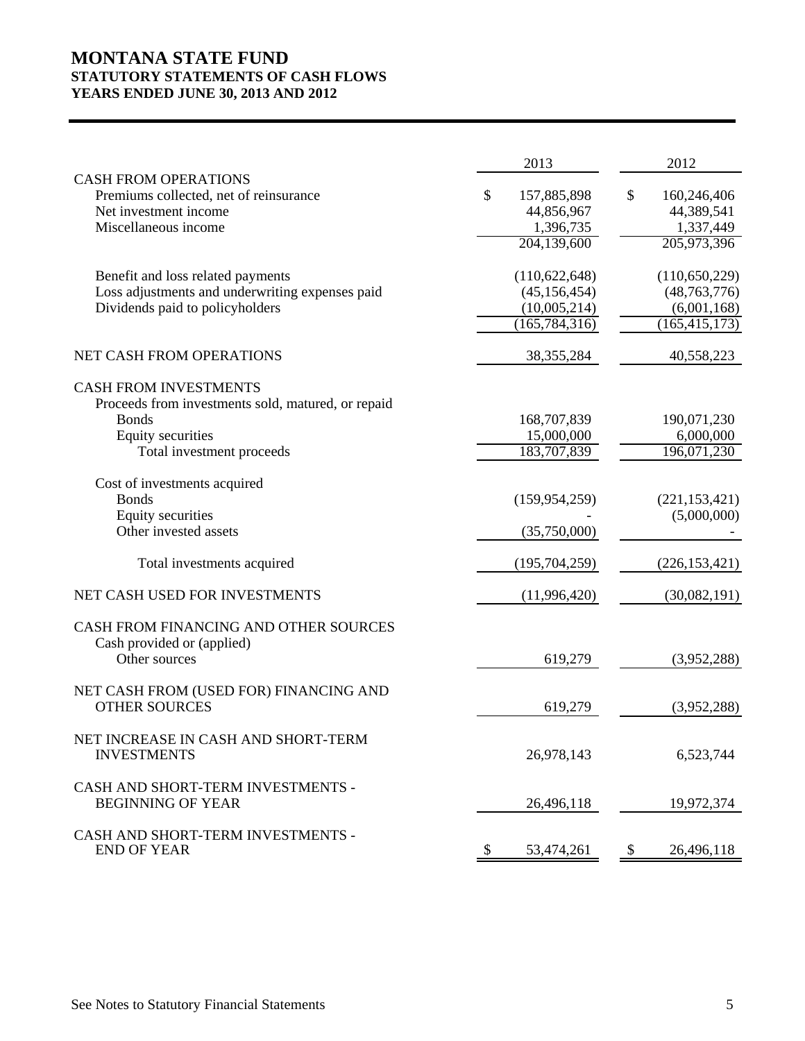# MONTANA STATE FUND
## STATUTORY STATEMENTS OF CASH FLOWS
## YEARS ENDED JUNE 30, 2013 AND 2012

| | 2013 | 2012 |
|---|---|---|
| CASH FROM OPERATIONS | | |
| Premiums collected, net of reinsurance | $ 157,885,898 | $ 160,246,406 |
| Net investment income | 44,856,967 | 44,389,541 |
| Miscellaneous income | 1,396,735 | 1,337,449 |
| | 204,139,600 | 205,973,396 |
| Benefit and loss related payments | (110,622,648) | (110,650,229) |
| Loss adjustments and underwriting expenses paid | (45,156,454) | (48,763,776) |
| Dividends paid to policyholders | (10,005,214) | (6,001,168) |
| | (165,784,316) | (165,415,173) |
| NET CASH FROM OPERATIONS | 38,355,284 | 40,558,223 |
| CASH FROM INVESTMENTS | | |
| Proceeds from investments sold, matured, or repaid | | |
| Bonds | 168,707,839 | 190,071,230 |
| Equity securities | 15,000,000 | 6,000,000 |
| Total investment proceeds | 183,707,839 | 196,071,230 |
| Cost of investments acquired | | |
| Bonds | (159,954,259) | (221,153,421) |
| Equity securities | - | (5,000,000) |
| Other invested assets | (35,750,000) | - |
| Total investments acquired | (195,704,259) | (226,153,421) |
| NET CASH USED FOR INVESTMENTS | (11,996,420) | (30,082,191) |
| CASH FROM FINANCING AND OTHER SOURCES | | |
| Cash provided or (applied) | | |
| Other sources | 619,279 | (3,952,288) |
| NET CASH FROM (USED FOR) FINANCING AND OTHER SOURCES | 619,279 | (3,952,288) |
| NET INCREASE IN CASH AND SHORT-TERM INVESTMENTS | 26,978,143 | 6,523,744 |
| CASH AND SHORT-TERM INVESTMENTS - BEGINNING OF YEAR | 26,496,118 | 19,972,374 |
| CASH AND SHORT-TERM INVESTMENTS - END OF YEAR | $ 53,474,261 | $ 26,496,118 |

See Notes to Statutory Financial Statements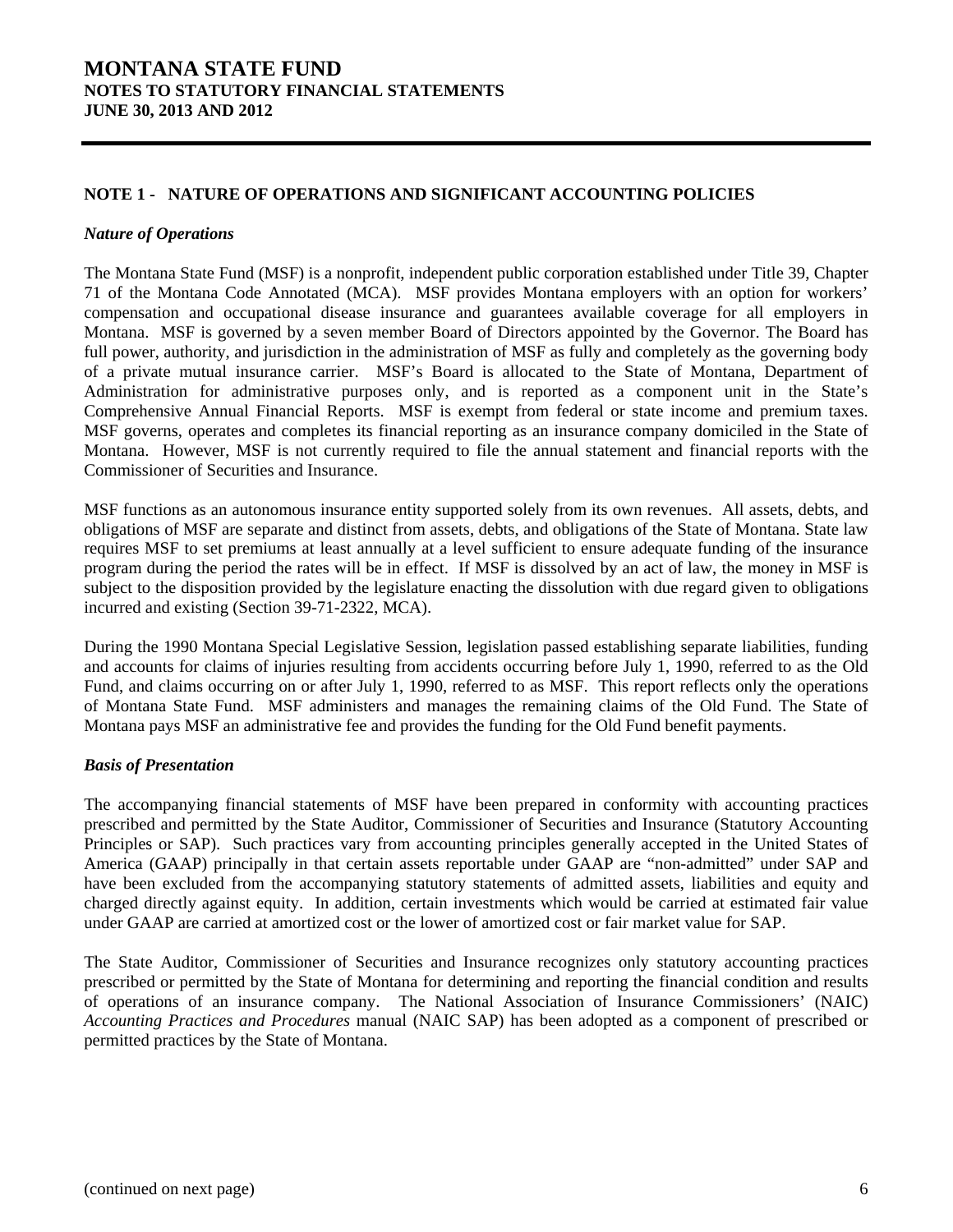## NOTE 1 - NATURE OF OPERATIONS AND SIGNIFICANT ACCOUNTING POLICIES

### *Nature of Operations*

The Montana State Fund (MSF) is a nonprofit, independent public corporation established under Title 39, Chapter 71 of the Montana Code Annotated (MCA). MSF provides Montana employers with an option for workers' compensation and occupational disease insurance and guarantees available coverage for all employers in Montana. MSF is governed by a seven member Board of Directors appointed by the Governor. The Board has full power, authority, and jurisdiction in the administration of MSF as fully and completely as the governing body of a private mutual insurance carrier. MSF's Board is allocated to the State of Montana, Department of Administration for administrative purposes only, and is reported as a component unit in the State's Comprehensive Annual Financial Reports. MSF is exempt from federal or state income and premium taxes. MSF governs, operates and completes its financial reporting as an insurance company domiciled in the State of Montana. However, MSF is not currently required to file the annual statement and financial reports with the Commissioner of Securities and Insurance.

MSF functions as an autonomous insurance entity supported solely from its own revenues. All assets, debts, and obligations of MSF are separate and distinct from assets, debts, and obligations of the State of Montana. State law requires MSF to set premiums at least annually at a level sufficient to ensure adequate funding of the insurance program during the period the rates will be in effect. If MSF is dissolved by an act of law, the money in MSF is subject to the disposition provided by the legislature enacting the dissolution with due regard given to obligations incurred and existing (Section 39-71-2322, MCA).

During the 1990 Montana Special Legislative Session, legislation passed establishing separate liabilities, funding and accounts for claims of injuries resulting from accidents occurring before July 1, 1990, referred to as the Old Fund, and claims occurring on or after July 1, 1990, referred to as MSF. This report reflects only the operations of Montana State Fund. MSF administers and manages the remaining claims of the Old Fund. The State of Montana pays MSF an administrative fee and provides the funding for the Old Fund benefit payments.

### *Basis of Presentation*

The accompanying financial statements of MSF have been prepared in conformity with accounting practices prescribed and permitted by the State Auditor, Commissioner of Securities and Insurance (Statutory Accounting Principles or SAP). Such practices vary from accounting principles generally accepted in the United States of America (GAAP) principally in that certain assets reportable under GAAP are "non-admitted" under SAP and have been excluded from the accompanying statutory statements of admitted assets, liabilities and equity and charged directly against equity. In addition, certain investments which would be carried at estimated fair value under GAAP are carried at amortized cost or the lower of amortized cost or fair market value for SAP.

The State Auditor, Commissioner of Securities and Insurance recognizes only statutory accounting practices prescribed or permitted by the State of Montana for determining and reporting the financial condition and results of operations of an insurance company. The National Association of Insurance Commissioners' (NAIC) *Accounting Practices and Procedures* manual (NAIC SAP) has been adopted as a component of prescribed or permitted practices by the State of Montana.

(continued on next page)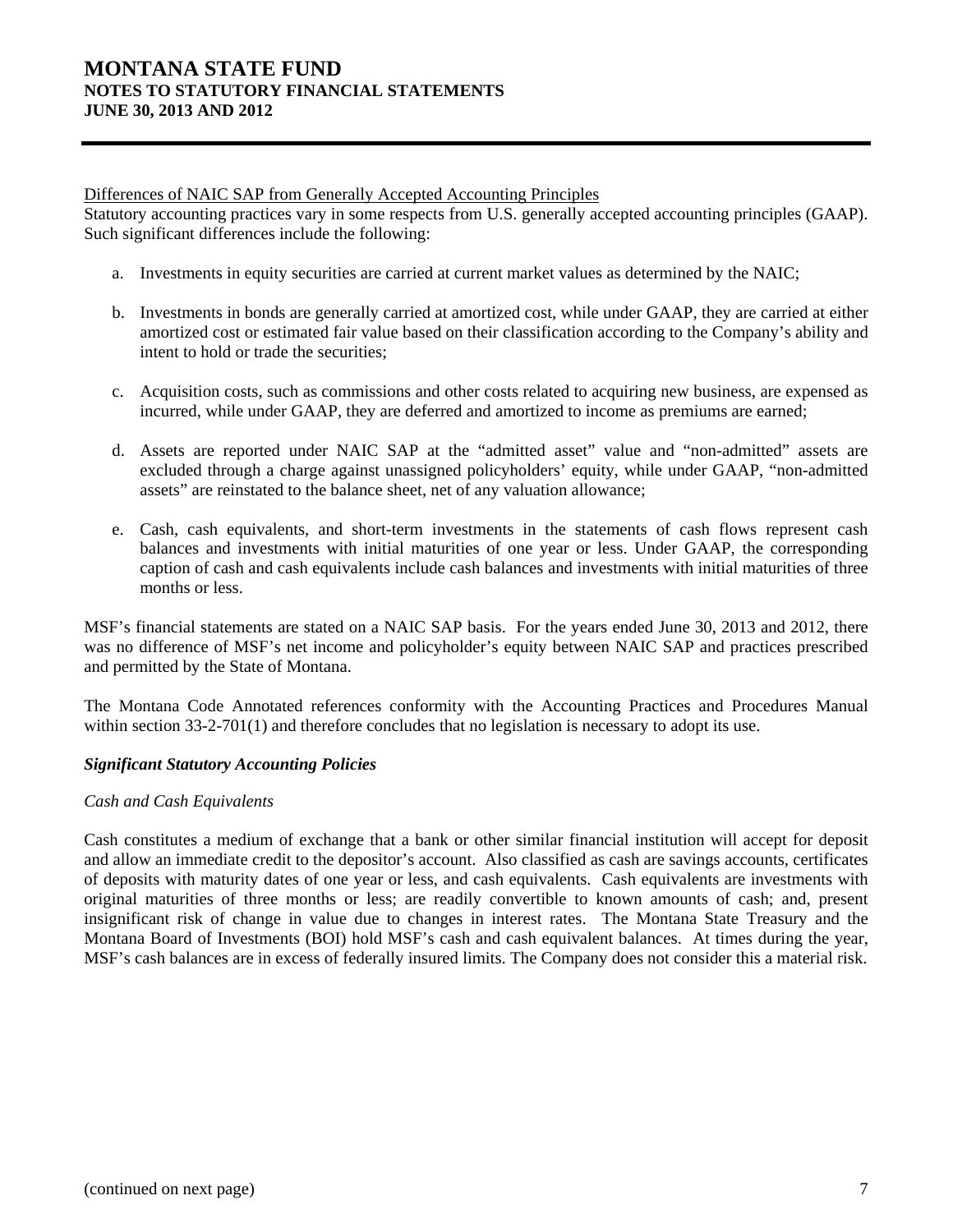Differences of NAIC SAP from Generally Accepted Accounting Principles

Statutory accounting practices vary in some respects from U.S. generally accepted accounting principles (GAAP). Such significant differences include the following:

a. Investments in equity securities are carried at current market values as determined by the NAIC;

b. Investments in bonds are generally carried at amortized cost, while under GAAP, they are carried at either amortized cost or estimated fair value based on their classification according to the Company's ability and intent to hold or trade the securities;

c. Acquisition costs, such as commissions and other costs related to acquiring new business, are expensed as incurred, while under GAAP, they are deferred and amortized to income as premiums are earned;

d. Assets are reported under NAIC SAP at the "admitted asset" value and "non-admitted" assets are excluded through a charge against unassigned policyholders' equity, while under GAAP, "non-admitted assets" are reinstated to the balance sheet, net of any valuation allowance;

e. Cash, cash equivalents, and short-term investments in the statements of cash flows represent cash balances and investments with initial maturities of one year or less. Under GAAP, the corresponding caption of cash and cash equivalents include cash balances and investments with initial maturities of three months or less.

MSF's financial statements are stated on a NAIC SAP basis. For the years ended June 30, 2013 and 2012, there was no difference of MSF's net income and policyholder's equity between NAIC SAP and practices prescribed and permitted by the State of Montana.

The Montana Code Annotated references conformity with the Accounting Practices and Procedures Manual within section 33-2-701(1) and therefore concludes that no legislation is necessary to adopt its use.

***Significant Statutory Accounting Policies***

*Cash and Cash Equivalents*

Cash constitutes a medium of exchange that a bank or other similar financial institution will accept for deposit and allow an immediate credit to the depositor's account. Also classified as cash are savings accounts, certificates of deposits with maturity dates of one year or less, and cash equivalents. Cash equivalents are investments with original maturities of three months or less; are readily convertible to known amounts of cash; and, present insignificant risk of change in value due to changes in interest rates. The Montana State Treasury and the Montana Board of Investments (BOI) hold MSF's cash and cash equivalent balances. At times during the year, MSF's cash balances are in excess of federally insured limits. The Company does not consider this a material risk.

(continued on next page)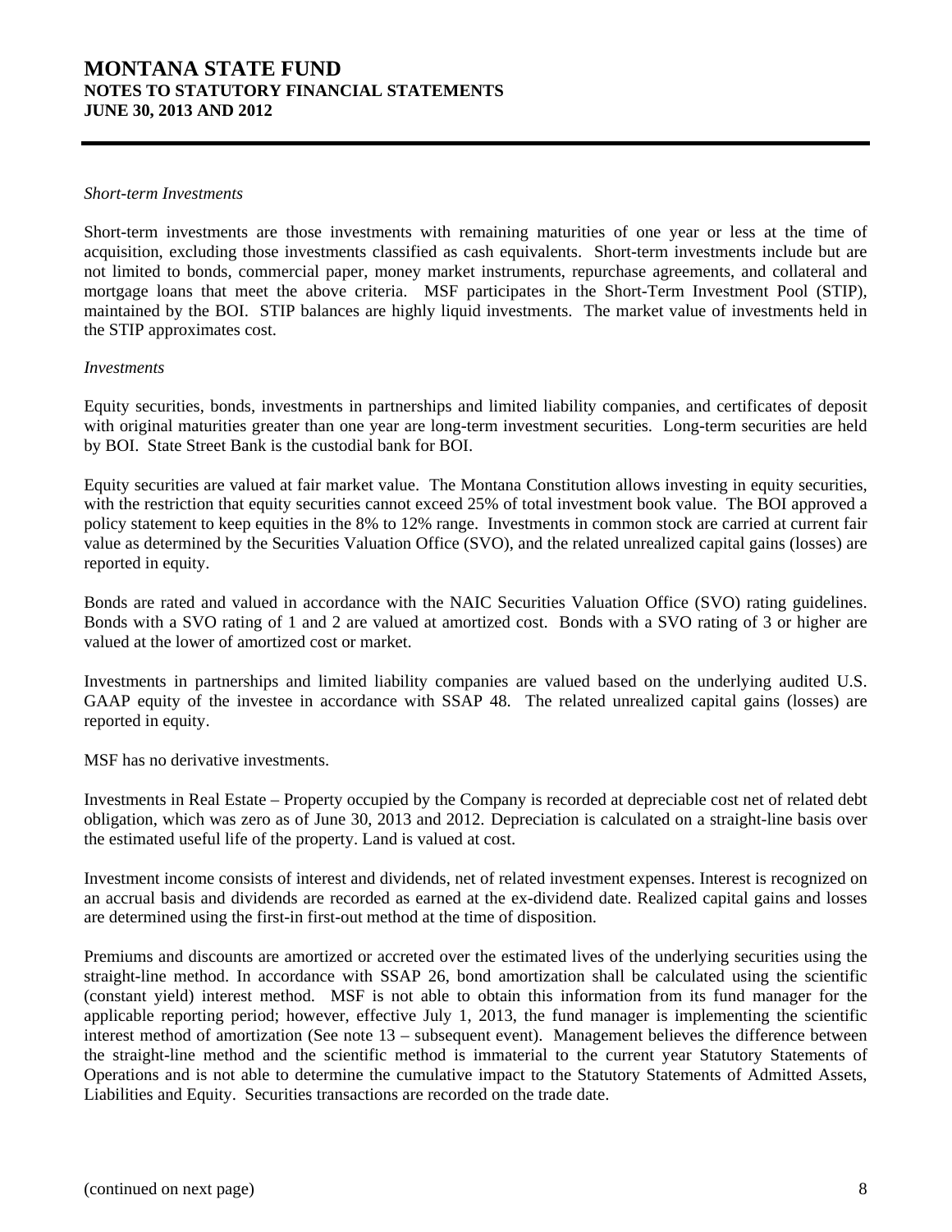*Short-term Investments*

Short-term investments are those investments with remaining maturities of one year or less at the time of acquisition, excluding those investments classified as cash equivalents. Short-term investments include but are not limited to bonds, commercial paper, money market instruments, repurchase agreements, and collateral and mortgage loans that meet the above criteria. MSF participates in the Short-Term Investment Pool (STIP), maintained by the BOI. STIP balances are highly liquid investments. The market value of investments held in the STIP approximates cost.

*Investments*

Equity securities, bonds, investments in partnerships and limited liability companies, and certificates of deposit with original maturities greater than one year are long-term investment securities. Long-term securities are held by BOI. State Street Bank is the custodial bank for BOI.

Equity securities are valued at fair market value. The Montana Constitution allows investing in equity securities, with the restriction that equity securities cannot exceed 25% of total investment book value. The BOI approved a policy statement to keep equities in the 8% to 12% range. Investments in common stock are carried at current fair value as determined by the Securities Valuation Office (SVO), and the related unrealized capital gains (losses) are reported in equity.

Bonds are rated and valued in accordance with the NAIC Securities Valuation Office (SVO) rating guidelines. Bonds with a SVO rating of 1 and 2 are valued at amortized cost. Bonds with a SVO rating of 3 or higher are valued at the lower of amortized cost or market.

Investments in partnerships and limited liability companies are valued based on the underlying audited U.S. GAAP equity of the investee in accordance with SSAP 48. The related unrealized capital gains (losses) are reported in equity.

MSF has no derivative investments.

Investments in Real Estate – Property occupied by the Company is recorded at depreciable cost net of related debt obligation, which was zero as of June 30, 2013 and 2012. Depreciation is calculated on a straight-line basis over the estimated useful life of the property. Land is valued at cost.

Investment income consists of interest and dividends, net of related investment expenses. Interest is recognized on an accrual basis and dividends are recorded as earned at the ex-dividend date. Realized capital gains and losses are determined using the first-in first-out method at the time of disposition.

Premiums and discounts are amortized or accreted over the estimated lives of the underlying securities using the straight-line method. In accordance with SSAP 26, bond amortization shall be calculated using the scientific (constant yield) interest method. MSF is not able to obtain this information from its fund manager for the applicable reporting period; however, effective July 1, 2013, the fund manager is implementing the scientific interest method of amortization (See note 13 – subsequent event). Management believes the difference between the straight-line method and the scientific method is immaterial to the current year Statutory Statements of Operations and is not able to determine the cumulative impact to the Statutory Statements of Admitted Assets, Liabilities and Equity. Securities transactions are recorded on the trade date.

(continued on next page)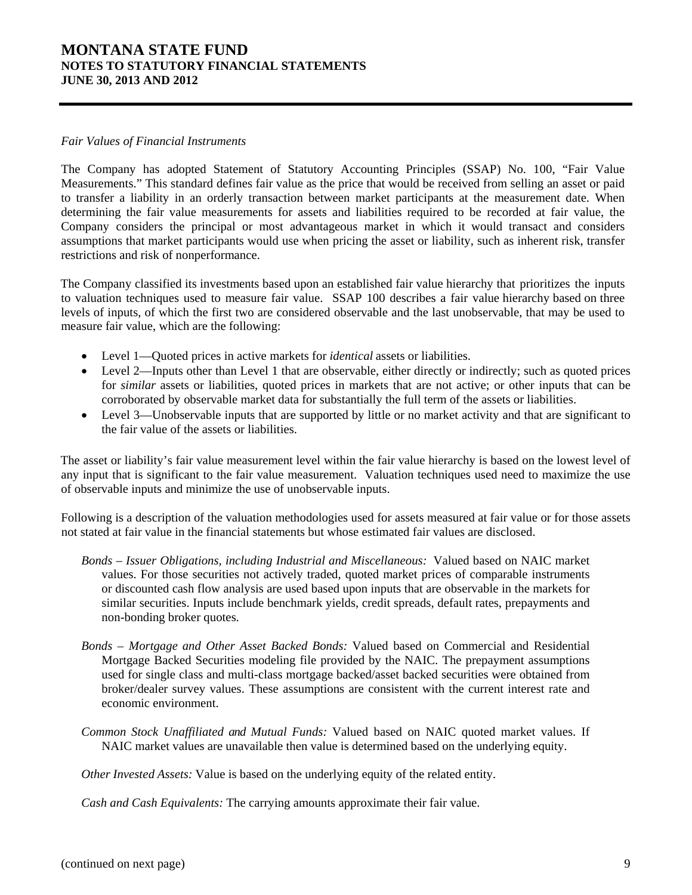*Fair Values of Financial Instruments*

The Company has adopted Statement of Statutory Accounting Principles (SSAP) No. 100, "Fair Value Measurements." This standard defines fair value as the price that would be received from selling an asset or paid to transfer a liability in an orderly transaction between market participants at the measurement date. When determining the fair value measurements for assets and liabilities required to be recorded at fair value, the Company considers the principal or most advantageous market in which it would transact and considers assumptions that market participants would use when pricing the asset or liability, such as inherent risk, transfer restrictions and risk of nonperformance.

The Company classified its investments based upon an established fair value hierarchy that prioritizes the inputs to valuation techniques used to measure fair value. SSAP 100 describes a fair value hierarchy based on three levels of inputs, of which the first two are considered observable and the last unobservable, that may be used to measure fair value, which are the following:

- Level 1—Quoted prices in active markets for *identical* assets or liabilities.
- Level 2—Inputs other than Level 1 that are observable, either directly or indirectly; such as quoted prices for *similar* assets or liabilities, quoted prices in markets that are not active; or other inputs that can be corroborated by observable market data for substantially the full term of the assets or liabilities.
- Level 3—Unobservable inputs that are supported by little or no market activity and that are significant to the fair value of the assets or liabilities.

The asset or liability's fair value measurement level within the fair value hierarchy is based on the lowest level of any input that is significant to the fair value measurement. Valuation techniques used need to maximize the use of observable inputs and minimize the use of unobservable inputs.

Following is a description of the valuation methodologies used for assets measured at fair value or for those assets not stated at fair value in the financial statements but whose estimated fair values are disclosed.

*Bonds – Issuer Obligations, including Industrial and Miscellaneous:* Valued based on NAIC market values. For those securities not actively traded, quoted market prices of comparable instruments or discounted cash flow analysis are used based upon inputs that are observable in the markets for similar securities. Inputs include benchmark yields, credit spreads, default rates, prepayments and non-bonding broker quotes.

*Bonds – Mortgage and Other Asset Backed Bonds:* Valued based on Commercial and Residential Mortgage Backed Securities modeling file provided by the NAIC. The prepayment assumptions used for single class and multi-class mortgage backed/asset backed securities were obtained from broker/dealer survey values. These assumptions are consistent with the current interest rate and economic environment.

*Common Stock Unaffiliated and Mutual Funds:* Valued based on NAIC quoted market values. If NAIC market values are unavailable then value is determined based on the underlying equity.

*Other Invested Assets:* Value is based on the underlying equity of the related entity.

*Cash and Cash Equivalents:* The carrying amounts approximate their fair value.

(continued on next page)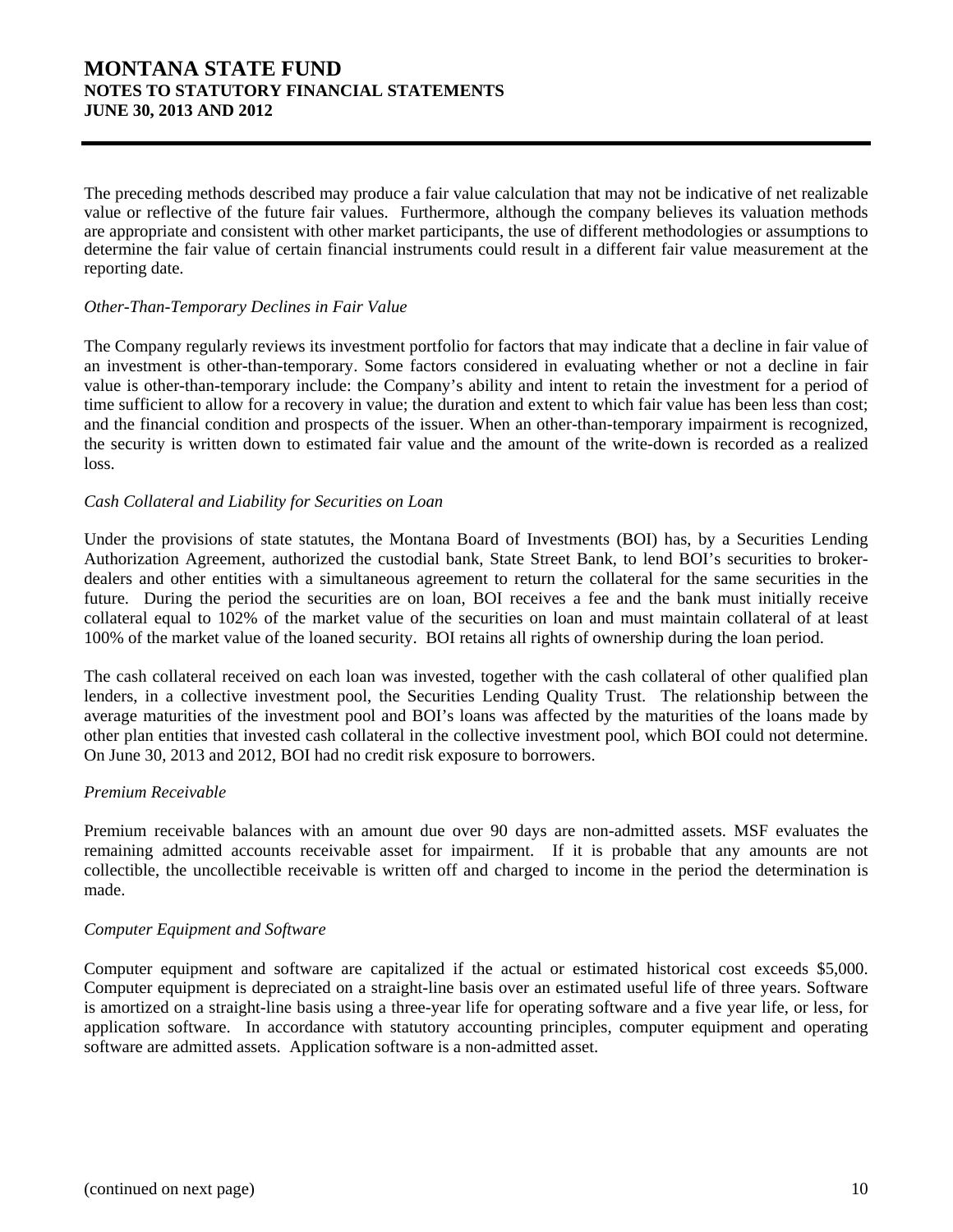The preceding methods described may produce a fair value calculation that may not be indicative of net realizable value or reflective of the future fair values. Furthermore, although the company believes its valuation methods are appropriate and consistent with other market participants, the use of different methodologies or assumptions to determine the fair value of certain financial instruments could result in a different fair value measurement at the reporting date.

*Other-Than-Temporary Declines in Fair Value*

The Company regularly reviews its investment portfolio for factors that may indicate that a decline in fair value of an investment is other-than-temporary. Some factors considered in evaluating whether or not a decline in fair value is other-than-temporary include: the Company's ability and intent to retain the investment for a period of time sufficient to allow for a recovery in value; the duration and extent to which fair value has been less than cost; and the financial condition and prospects of the issuer. When an other-than-temporary impairment is recognized, the security is written down to estimated fair value and the amount of the write-down is recorded as a realized loss.

*Cash Collateral and Liability for Securities on Loan*

Under the provisions of state statutes, the Montana Board of Investments (BOI) has, by a Securities Lending Authorization Agreement, authorized the custodial bank, State Street Bank, to lend BOI's securities to broker-dealers and other entities with a simultaneous agreement to return the collateral for the same securities in the future. During the period the securities are on loan, BOI receives a fee and the bank must initially receive collateral equal to 102% of the market value of the securities on loan and must maintain collateral of at least 100% of the market value of the loaned security. BOI retains all rights of ownership during the loan period.

The cash collateral received on each loan was invested, together with the cash collateral of other qualified plan lenders, in a collective investment pool, the Securities Lending Quality Trust. The relationship between the average maturities of the investment pool and BOI's loans was affected by the maturities of the loans made by other plan entities that invested cash collateral in the collective investment pool, which BOI could not determine. On June 30, 2013 and 2012, BOI had no credit risk exposure to borrowers.

*Premium Receivable*

Premium receivable balances with an amount due over 90 days are non-admitted assets. MSF evaluates the remaining admitted accounts receivable asset for impairment. If it is probable that any amounts are not collectible, the uncollectible receivable is written off and charged to income in the period the determination is made.

*Computer Equipment and Software*

Computer equipment and software are capitalized if the actual or estimated historical cost exceeds $5,000. Computer equipment is depreciated on a straight-line basis over an estimated useful life of three years. Software is amortized on a straight-line basis using a three-year life for operating software and a five year life, or less, for application software. In accordance with statutory accounting principles, computer equipment and operating software are admitted assets. Application software is a non-admitted asset.

(continued on next page)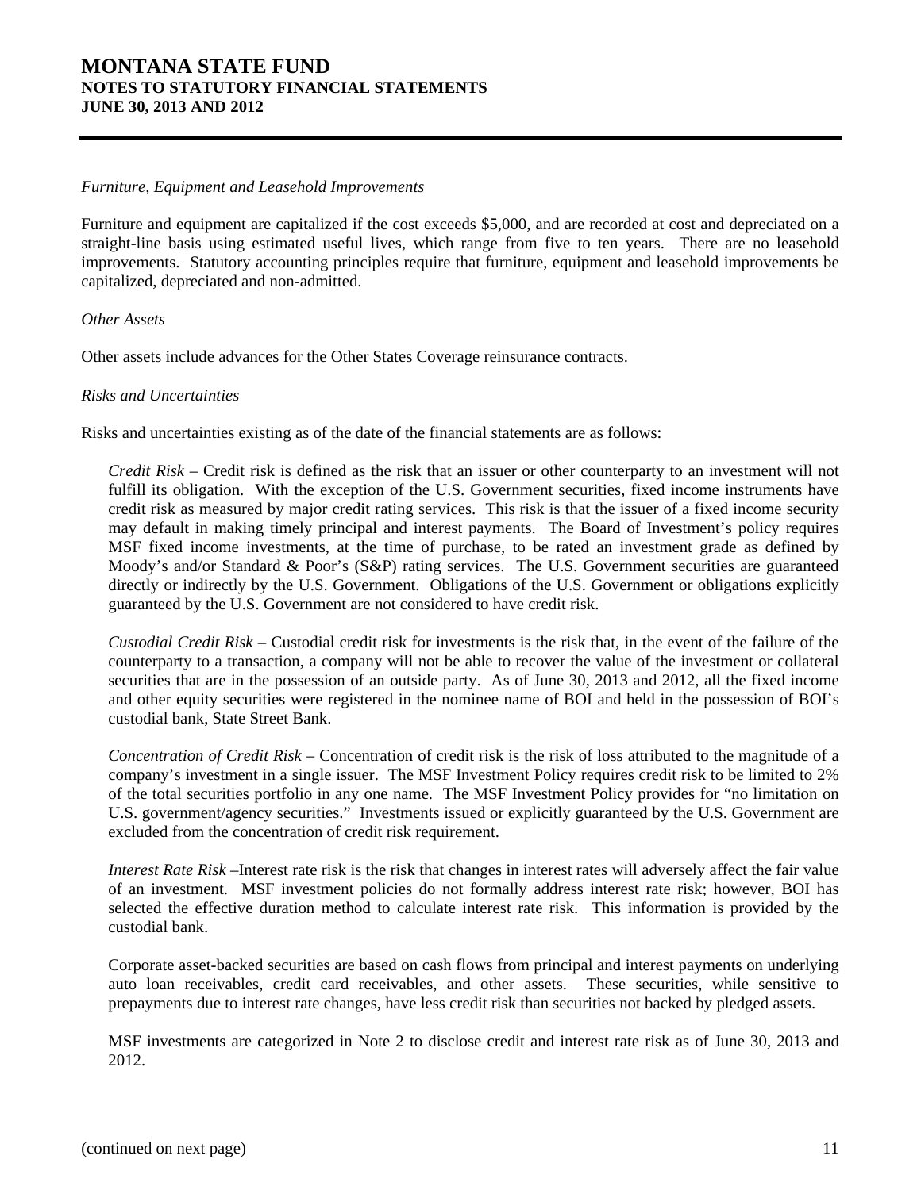*Furniture, Equipment and Leasehold Improvements*

Furniture and equipment are capitalized if the cost exceeds $5,000, and are recorded at cost and depreciated on a straight-line basis using estimated useful lives, which range from five to ten years. There are no leasehold improvements. Statutory accounting principles require that furniture, equipment and leasehold improvements be capitalized, depreciated and non-admitted.

*Other Assets*

Other assets include advances for the Other States Coverage reinsurance contracts.

*Risks and Uncertainties*

Risks and uncertainties existing as of the date of the financial statements are as follows:

*Credit Risk* – Credit risk is defined as the risk that an issuer or other counterparty to an investment will not fulfill its obligation. With the exception of the U.S. Government securities, fixed income instruments have credit risk as measured by major credit rating services. This risk is that the issuer of a fixed income security may default in making timely principal and interest payments. The Board of Investment's policy requires MSF fixed income investments, at the time of purchase, to be rated an investment grade as defined by Moody's and/or Standard & Poor's (S&P) rating services. The U.S. Government securities are guaranteed directly or indirectly by the U.S. Government. Obligations of the U.S. Government or obligations explicitly guaranteed by the U.S. Government are not considered to have credit risk.

*Custodial Credit Risk* – Custodial credit risk for investments is the risk that, in the event of the failure of the counterparty to a transaction, a company will not be able to recover the value of the investment or collateral securities that are in the possession of an outside party. As of June 30, 2013 and 2012, all the fixed income and other equity securities were registered in the nominee name of BOI and held in the possession of BOI's custodial bank, State Street Bank.

*Concentration of Credit Risk* – Concentration of credit risk is the risk of loss attributed to the magnitude of a company's investment in a single issuer. The MSF Investment Policy requires credit risk to be limited to 2% of the total securities portfolio in any one name. The MSF Investment Policy provides for "no limitation on U.S. government/agency securities." Investments issued or explicitly guaranteed by the U.S. Government are excluded from the concentration of credit risk requirement.

*Interest Rate Risk* –Interest rate risk is the risk that changes in interest rates will adversely affect the fair value of an investment. MSF investment policies do not formally address interest rate risk; however, BOI has selected the effective duration method to calculate interest rate risk. This information is provided by the custodial bank.

Corporate asset-backed securities are based on cash flows from principal and interest payments on underlying auto loan receivables, credit card receivables, and other assets. These securities, while sensitive to prepayments due to interest rate changes, have less credit risk than securities not backed by pledged assets.

MSF investments are categorized in Note 2 to disclose credit and interest rate risk as of June 30, 2013 and 2012.

(continued on next page)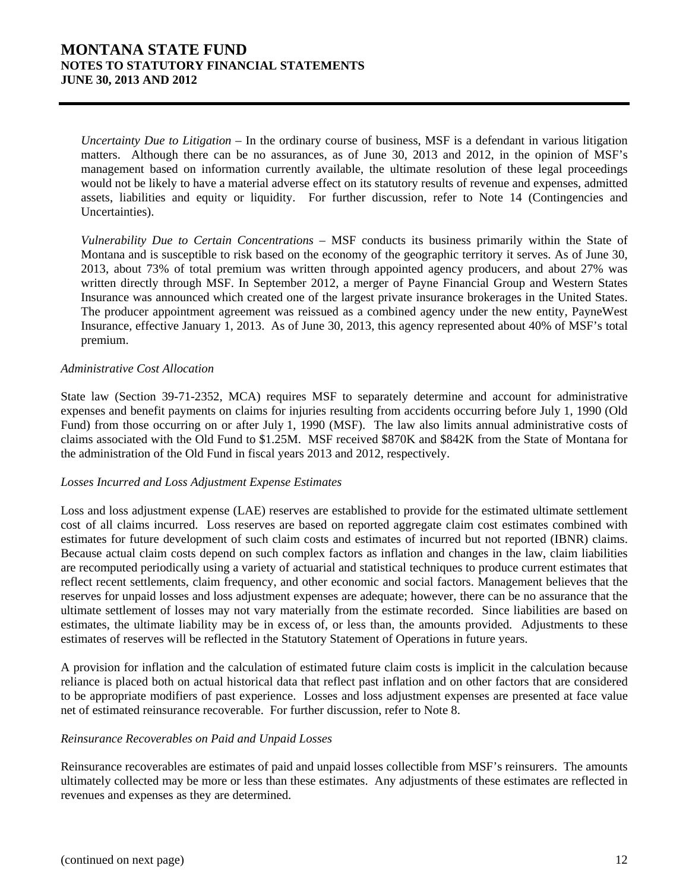*Uncertainty Due to Litigation* – In the ordinary course of business, MSF is a defendant in various litigation matters. Although there can be no assurances, as of June 30, 2013 and 2012, in the opinion of MSF's management based on information currently available, the ultimate resolution of these legal proceedings would not be likely to have a material adverse effect on its statutory results of revenue and expenses, admitted assets, liabilities and equity or liquidity. For further discussion, refer to Note 14 (Contingencies and Uncertainties).

*Vulnerability Due to Certain Concentrations* – MSF conducts its business primarily within the State of Montana and is susceptible to risk based on the economy of the geographic territory it serves. As of June 30, 2013, about 73% of total premium was written through appointed agency producers, and about 27% was written directly through MSF. In September 2012, a merger of Payne Financial Group and Western States Insurance was announced which created one of the largest private insurance brokerages in the United States. The producer appointment agreement was reissued as a combined agency under the new entity, PayneWest Insurance, effective January 1, 2013. As of June 30, 2013, this agency represented about 40% of MSF's total premium.

*Administrative Cost Allocation*

State law (Section 39-71-2352, MCA) requires MSF to separately determine and account for administrative expenses and benefit payments on claims for injuries resulting from accidents occurring before July 1, 1990 (Old Fund) from those occurring on or after July 1, 1990 (MSF). The law also limits annual administrative costs of claims associated with the Old Fund to $1.25M. MSF received $870K and $842K from the State of Montana for the administration of the Old Fund in fiscal years 2013 and 2012, respectively.

*Losses Incurred and Loss Adjustment Expense Estimates*

Loss and loss adjustment expense (LAE) reserves are established to provide for the estimated ultimate settlement cost of all claims incurred. Loss reserves are based on reported aggregate claim cost estimates combined with estimates for future development of such claim costs and estimates of incurred but not reported (IBNR) claims. Because actual claim costs depend on such complex factors as inflation and changes in the law, claim liabilities are recomputed periodically using a variety of actuarial and statistical techniques to produce current estimates that reflect recent settlements, claim frequency, and other economic and social factors. Management believes that the reserves for unpaid losses and loss adjustment expenses are adequate; however, there can be no assurance that the ultimate settlement of losses may not vary materially from the estimate recorded. Since liabilities are based on estimates, the ultimate liability may be in excess of, or less than, the amounts provided. Adjustments to these estimates of reserves will be reflected in the Statutory Statement of Operations in future years.

A provision for inflation and the calculation of estimated future claim costs is implicit in the calculation because reliance is placed both on actual historical data that reflect past inflation and on other factors that are considered to be appropriate modifiers of past experience. Losses and loss adjustment expenses are presented at face value net of estimated reinsurance recoverable. For further discussion, refer to Note 8.

*Reinsurance Recoverables on Paid and Unpaid Losses*

Reinsurance recoverables are estimates of paid and unpaid losses collectible from MSF's reinsurers. The amounts ultimately collected may be more or less than these estimates. Any adjustments of these estimates are reflected in revenues and expenses as they are determined.

(continued on next page)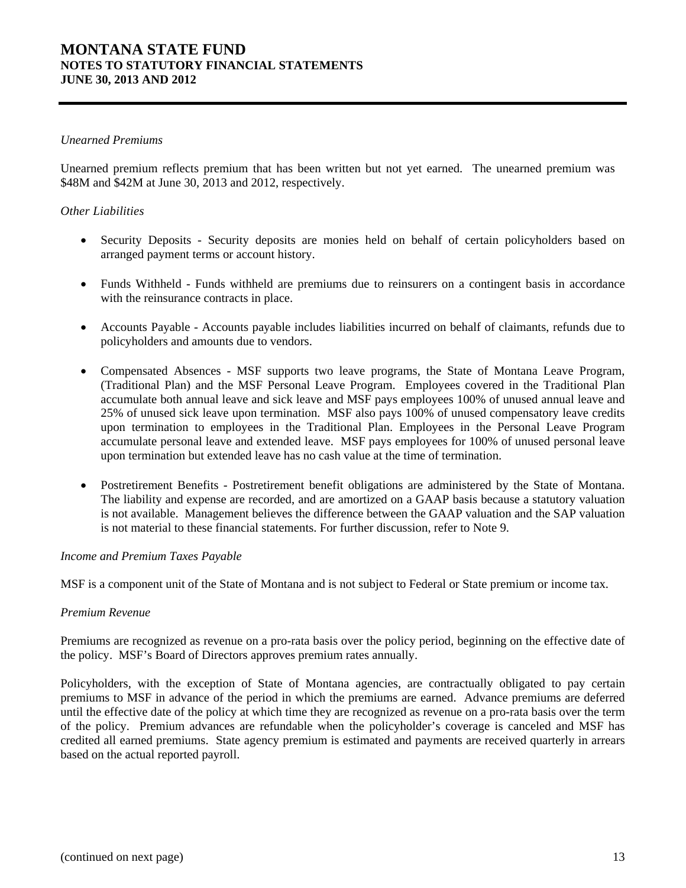*Unearned Premiums*

Unearned premium reflects premium that has been written but not yet earned. The unearned premium was \$48M and \$42M at June 30, 2013 and 2012, respectively.

*Other Liabilities*

- Security Deposits - Security deposits are monies held on behalf of certain policyholders based on arranged payment terms or account history.

- Funds Withheld - Funds withheld are premiums due to reinsurers on a contingent basis in accordance with the reinsurance contracts in place.

- Accounts Payable - Accounts payable includes liabilities incurred on behalf of claimants, refunds due to policyholders and amounts due to vendors.

- Compensated Absences - MSF supports two leave programs, the State of Montana Leave Program, (Traditional Plan) and the MSF Personal Leave Program. Employees covered in the Traditional Plan accumulate both annual leave and sick leave and MSF pays employees 100% of unused annual leave and 25% of unused sick leave upon termination. MSF also pays 100% of unused compensatory leave credits upon termination to employees in the Traditional Plan. Employees in the Personal Leave Program accumulate personal leave and extended leave. MSF pays employees for 100% of unused personal leave upon termination but extended leave has no cash value at the time of termination.

- Postretirement Benefits - Postretirement benefit obligations are administered by the State of Montana. The liability and expense are recorded, and are amortized on a GAAP basis because a statutory valuation is not available. Management believes the difference between the GAAP valuation and the SAP valuation is not material to these financial statements. For further discussion, refer to Note 9.

*Income and Premium Taxes Payable*

MSF is a component unit of the State of Montana and is not subject to Federal or State premium or income tax.

*Premium Revenue*

Premiums are recognized as revenue on a pro-rata basis over the policy period, beginning on the effective date of the policy. MSF's Board of Directors approves premium rates annually.

Policyholders, with the exception of State of Montana agencies, are contractually obligated to pay certain premiums to MSF in advance of the period in which the premiums are earned. Advance premiums are deferred until the effective date of the policy at which time they are recognized as revenue on a pro-rata basis over the term of the policy. Premium advances are refundable when the policyholder's coverage is canceled and MSF has credited all earned premiums. State agency premium is estimated and payments are received quarterly in arrears based on the actual reported payroll.

(continued on next page)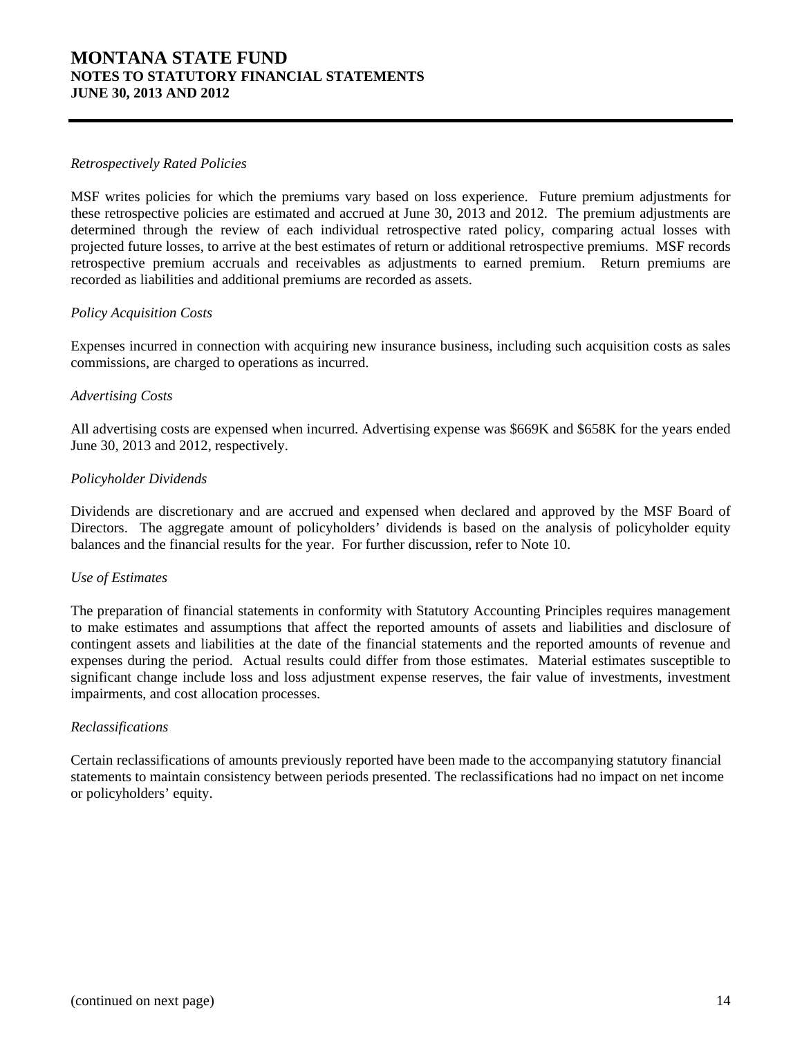*Retrospectively Rated Policies*

MSF writes policies for which the premiums vary based on loss experience. Future premium adjustments for these retrospective policies are estimated and accrued at June 30, 2013 and 2012. The premium adjustments are determined through the review of each individual retrospective rated policy, comparing actual losses with projected future losses, to arrive at the best estimates of return or additional retrospective premiums. MSF records retrospective premium accruals and receivables as adjustments to earned premium. Return premiums are recorded as liabilities and additional premiums are recorded as assets.

*Policy Acquisition Costs*

Expenses incurred in connection with acquiring new insurance business, including such acquisition costs as sales commissions, are charged to operations as incurred.

*Advertising Costs*

All advertising costs are expensed when incurred. Advertising expense was $669K and $658K for the years ended June 30, 2013 and 2012, respectively.

*Policyholder Dividends*

Dividends are discretionary and are accrued and expensed when declared and approved by the MSF Board of Directors. The aggregate amount of policyholders' dividends is based on the analysis of policyholder equity balances and the financial results for the year. For further discussion, refer to Note 10.

*Use of Estimates*

The preparation of financial statements in conformity with Statutory Accounting Principles requires management to make estimates and assumptions that affect the reported amounts of assets and liabilities and disclosure of contingent assets and liabilities at the date of the financial statements and the reported amounts of revenue and expenses during the period. Actual results could differ from those estimates. Material estimates susceptible to significant change include loss and loss adjustment expense reserves, the fair value of investments, investment impairments, and cost allocation processes.

*Reclassifications*

Certain reclassifications of amounts previously reported have been made to the accompanying statutory financial statements to maintain consistency between periods presented. The reclassifications had no impact on net income or policyholders' equity.

(continued on next page)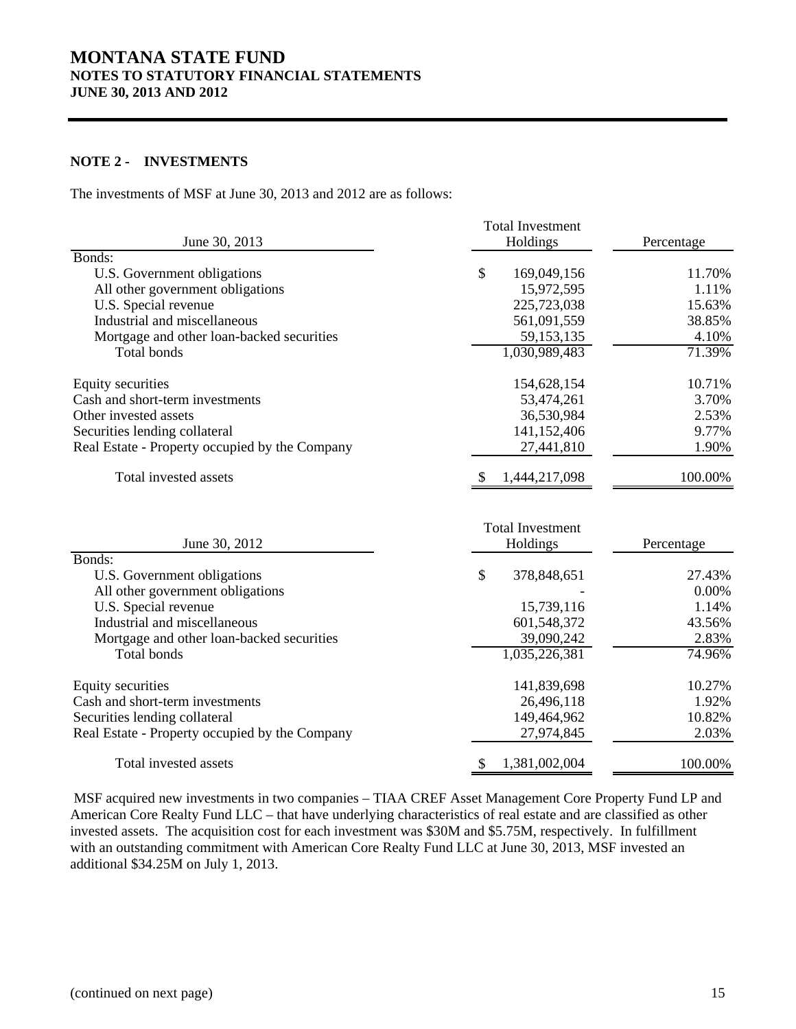## NOTE 2 - INVESTMENTS

The investments of MSF at June 30, 2013 and 2012 are as follows:

| June 30, 2013 | Total Investment Holdings | Percentage |
|---|---|---|
| Bonds: | | |
| U.S. Government obligations | $ 169,049,156 | 11.70% |
| All other government obligations | 15,972,595 | 1.11% |
| U.S. Special revenue | 225,723,038 | 15.63% |
| Industrial and miscellaneous | 561,091,559 | 38.85% |
| Mortgage and other loan-backed securities | 59,153,135 | 4.10% |
| Total bonds | 1,030,989,483 | 71.39% |
| Equity securities | 154,628,154 | 10.71% |
| Cash and short-term investments | 53,474,261 | 3.70% |
| Other invested assets | 36,530,984 | 2.53% |
| Securities lending collateral | 141,152,406 | 9.77% |
| Real Estate - Property occupied by the Company | 27,441,810 | 1.90% |
| Total invested assets | $ 1,444,217,098 | 100.00% |

| June 30, 2012 | Total Investment Holdings | Percentage |
|---|---|---|
| Bonds: | | |
| U.S. Government obligations | $ 378,848,651 | 27.43% |
| All other government obligations | - | 0.00% |
| U.S. Special revenue | 15,739,116 | 1.14% |
| Industrial and miscellaneous | 601,548,372 | 43.56% |
| Mortgage and other loan-backed securities | 39,090,242 | 2.83% |
| Total bonds | 1,035,226,381 | 74.96% |
| Equity securities | 141,839,698 | 10.27% |
| Cash and short-term investments | 26,496,118 | 1.92% |
| Securities lending collateral | 149,464,962 | 10.82% |
| Real Estate - Property occupied by the Company | 27,974,845 | 2.03% |
| Total invested assets | $ 1,381,002,004 | 100.00% |

MSF acquired new investments in two companies – TIAA CREF Asset Management Core Property Fund LP and American Core Realty Fund LLC – that have underlying characteristics of real estate and are classified as other invested assets. The acquisition cost for each investment was $30M and $5.75M, respectively. In fulfillment with an outstanding commitment with American Core Realty Fund LLC at June 30, 2013, MSF invested an additional $34.25M on July 1, 2013.

(continued on next page)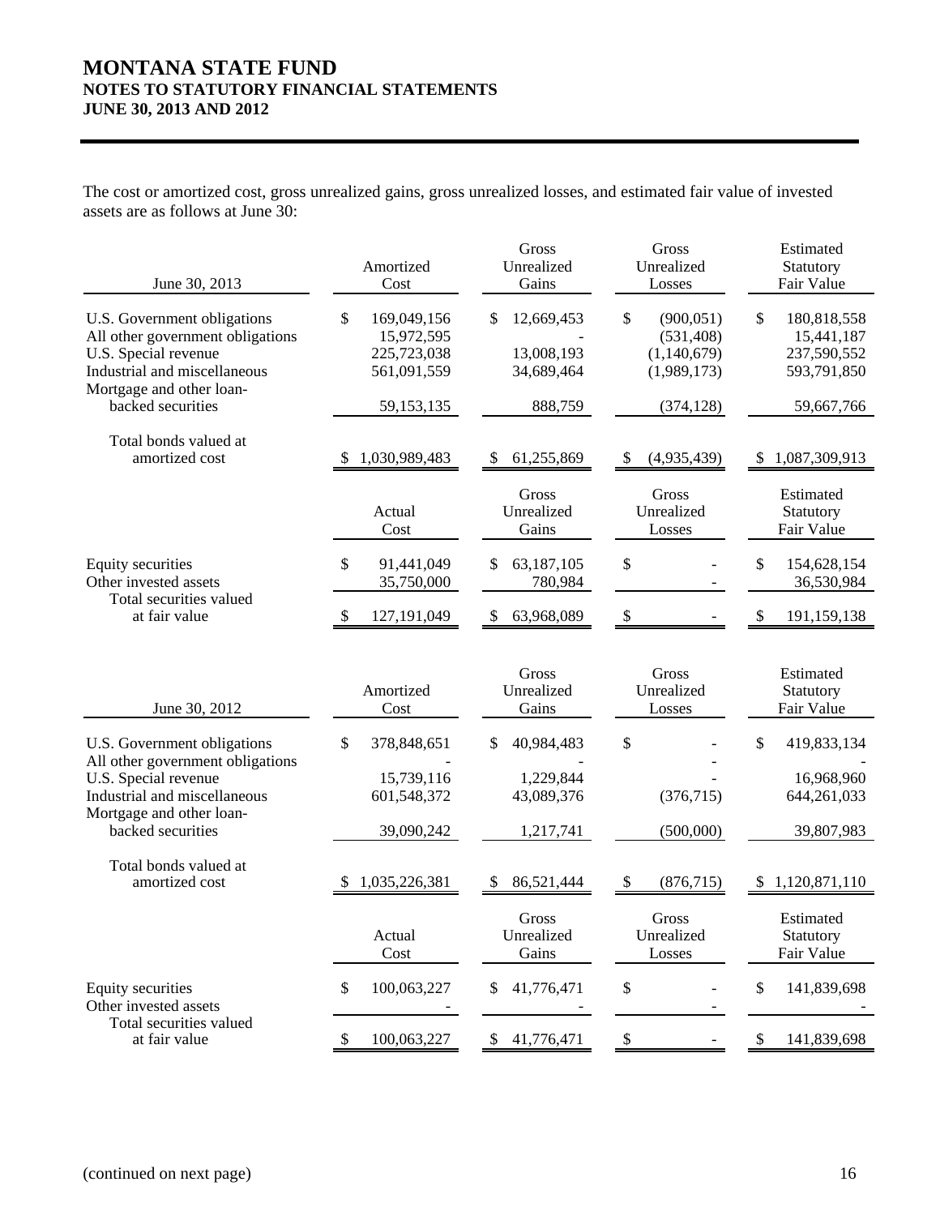The cost or amortized cost, gross unrealized gains, gross unrealized losses, and estimated fair value of invested assets are as follows at June 30:

| June 30, 2013 | Amortized Cost | Gross Unrealized Gains | Gross Unrealized Losses | Estimated Statutory Fair Value |
|---|---|---|---|---|
| U.S. Government obligations | $ 169,049,156 | $ 12,669,453 | $ (900,051) | $ 180,818,558 |
| All other government obligations | 15,972,595 | - | (531,408) | 15,441,187 |
| U.S. Special revenue | 225,723,038 | 13,008,193 | (1,140,679) | 237,590,552 |
| Industrial and miscellaneous | 561,091,559 | 34,689,464 | (1,989,173) | 593,791,850 |
| Mortgage and other loan-backed securities | 59,153,135 | 888,759 | (374,128) | 59,667,766 |
| Total bonds valued at amortized cost | $ 1,030,989,483 | $ 61,255,869 | $ (4,935,439) | $ 1,087,309,913 |

| | Actual Cost | Gross Unrealized Gains | Gross Unrealized Losses | Estimated Statutory Fair Value |
|---|---|---|---|---|
| Equity securities | $ 91,441,049 | $ 63,187,105 | $ - | $ 154,628,154 |
| Other invested assets | 35,750,000 | 780,984 | - | 36,530,984 |
| Total securities valued at fair value | $ 127,191,049 | $ 63,968,089 | $ - | $ 191,159,138 |

| June 30, 2012 | Amortized Cost | Gross Unrealized Gains | Gross Unrealized Losses | Estimated Statutory Fair Value |
|---|---|---|---|---|
| U.S. Government obligations | $ 378,848,651 | $ 40,984,483 | $ - | $ 419,833,134 |
| All other government obligations | - | - | - | - |
| U.S. Special revenue | 15,739,116 | 1,229,844 | - | 16,968,960 |
| Industrial and miscellaneous | 601,548,372 | 43,089,376 | (376,715) | 644,261,033 |
| Mortgage and other loan-backed securities | 39,090,242 | 1,217,741 | (500,000) | 39,807,983 |
| Total bonds valued at amortized cost | $ 1,035,226,381 | $ 86,521,444 | $ (876,715) | $ 1,120,871,110 |

| | Actual Cost | Gross Unrealized Gains | Gross Unrealized Losses | Estimated Statutory Fair Value |
|---|---|---|---|---|
| Equity securities | $ 100,063,227 | $ 41,776,471 | $ - | $ 141,839,698 |
| Other invested assets | - | - | - | - |
| Total securities valued at fair value | $ 100,063,227 | $ 41,776,471 | $ - | $ 141,839,698 |

(continued on next page)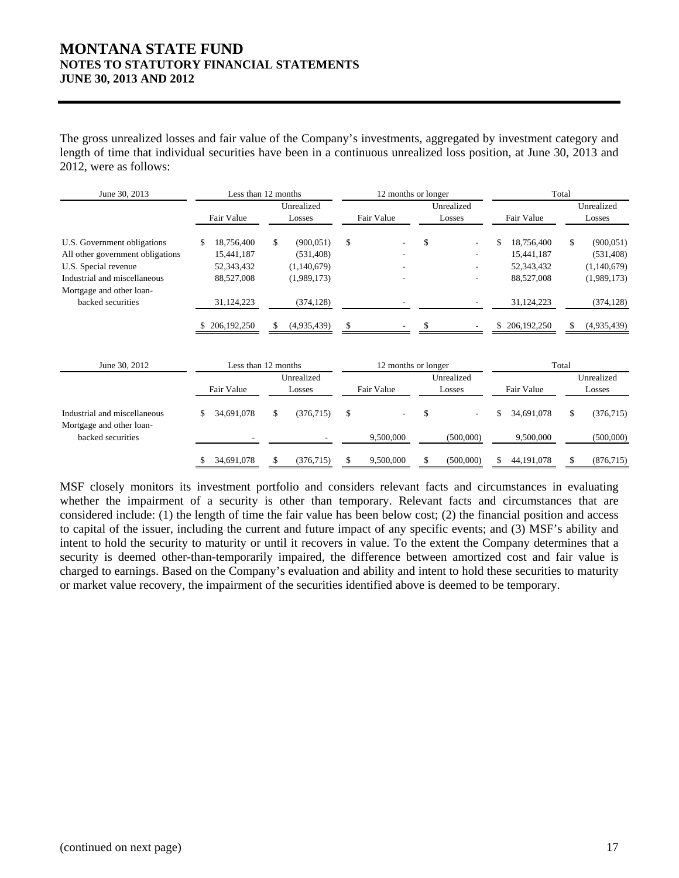The gross unrealized losses and fair value of the Company's investments, aggregated by investment category and length of time that individual securities have been in a continuous unrealized loss position, at June 30, 2013 and 2012, were as follows:

| June 30, 2013 | Less than 12 months | | 12 months or longer | | Total | |
|---|---|---|---|---|---|---|
| | Fair Value | Unrealized Losses | Fair Value | Unrealized Losses | Fair Value | Unrealized Losses |
| U.S. Government obligations | $ 18,756,400 | $ (900,051) | $ - | $ - | $ 18,756,400 | $ (900,051) |
| All other government obligations | 15,441,187 | (531,408) | - | - | 15,441,187 | (531,408) |
| U.S. Special revenue | 52,343,432 | (1,140,679) | - | - | 52,343,432 | (1,140,679) |
| Industrial and miscellaneous | 88,527,008 | (1,989,173) | - | - | 88,527,008 | (1,989,173) |
| Mortgage and other loan-backed securities | 31,124,223 | (374,128) | - | - | 31,124,223 | (374,128) |
| | $ 206,192,250 | $ (4,935,439) | $ - | $ - | $ 206,192,250 | $ (4,935,439) |

| June 30, 2012 | Less than 12 months | | 12 months or longer | | Total | |
|---|---|---|---|---|---|---|
| | Fair Value | Unrealized Losses | Fair Value | Unrealized Losses | Fair Value | Unrealized Losses |
| Industrial and miscellaneous | $ 34,691,078 | $ (376,715) | $ - | $ - | $ 34,691,078 | $ (376,715) |
| Mortgage and other loan-backed securities | - | - | 9,500,000 | (500,000) | 9,500,000 | (500,000) |
| | $ 34,691,078 | $ (376,715) | $ 9,500,000 | $ (500,000) | $ 44,191,078 | $ (876,715) |

MSF closely monitors its investment portfolio and considers relevant facts and circumstances in evaluating whether the impairment of a security is other than temporary. Relevant facts and circumstances that are considered include: (1) the length of time the fair value has been below cost; (2) the financial position and access to capital of the issuer, including the current and future impact of any specific events; and (3) MSF's ability and intent to hold the security to maturity or until it recovers in value. To the extent the Company determines that a security is deemed other-than-temporarily impaired, the difference between amortized cost and fair value is charged to earnings. Based on the Company's evaluation and ability and intent to hold these securities to maturity or market value recovery, the impairment of the securities identified above is deemed to be temporary.

(continued on next page)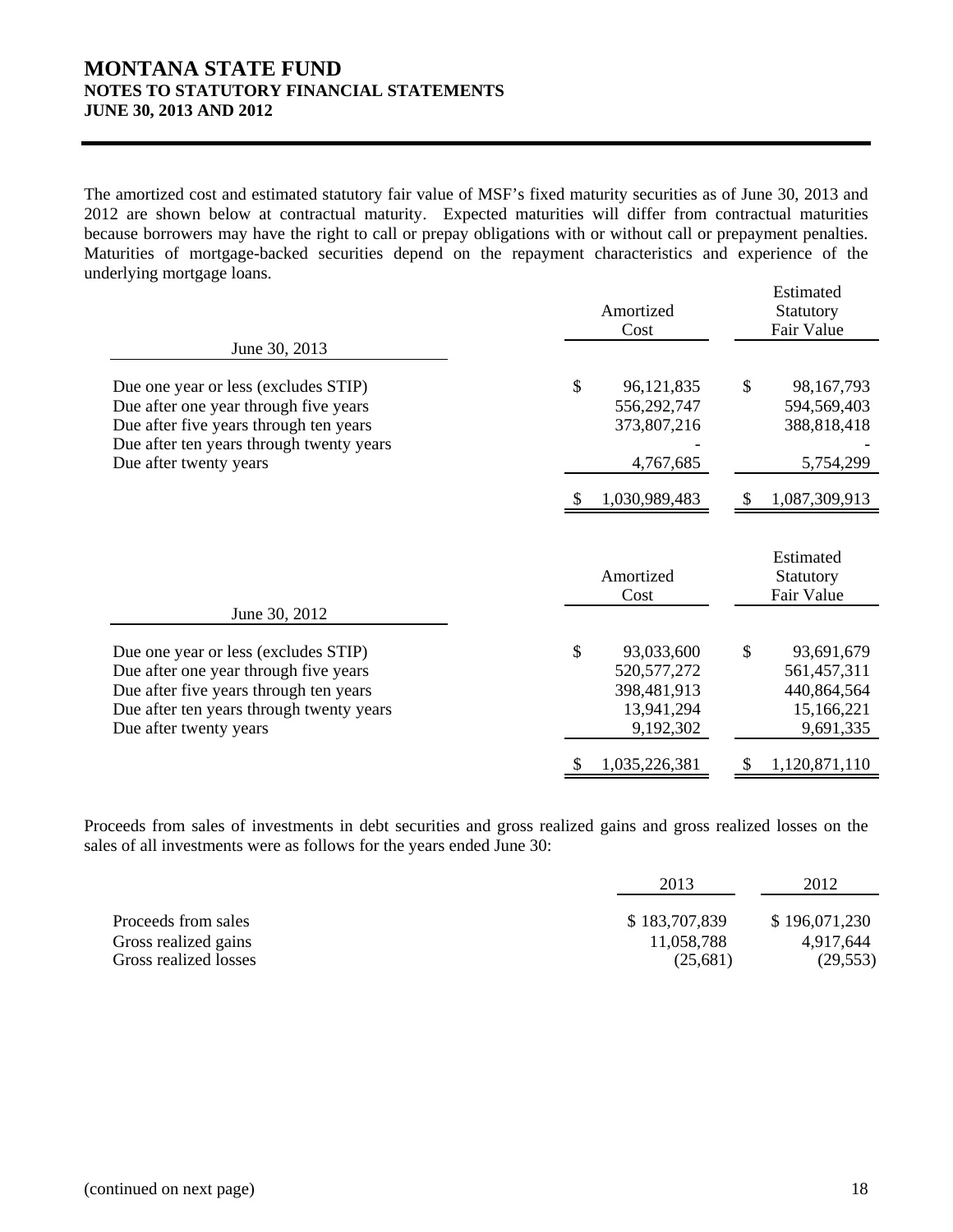The amortized cost and estimated statutory fair value of MSF's fixed maturity securities as of June 30, 2013 and 2012 are shown below at contractual maturity. Expected maturities will differ from contractual maturities because borrowers may have the right to call or prepay obligations with or without call or prepayment penalties. Maturities of mortgage-backed securities depend on the repayment characteristics and experience of the underlying mortgage loans.

| June 30, 2013 | Amortized Cost | Estimated Statutory Fair Value |
|---|---|---|
| Due one year or less (excludes STIP) | $ 96,121,835 | $ 98,167,793 |
| Due after one year through five years | 556,292,747 | 594,569,403 |
| Due after five years through ten years | 373,807,216 | 388,818,418 |
| Due after ten years through twenty years | - | - |
| Due after twenty years | 4,767,685 | 5,754,299 |
| | $ 1,030,989,483 | $ 1,087,309,913 |

| June 30, 2012 | Amortized Cost | Estimated Statutory Fair Value |
|---|---|---|
| Due one year or less (excludes STIP) | $ 93,033,600 | $ 93,691,679 |
| Due after one year through five years | 520,577,272 | 561,457,311 |
| Due after five years through ten years | 398,481,913 | 440,864,564 |
| Due after ten years through twenty years | 13,941,294 | 15,166,221 |
| Due after twenty years | 9,192,302 | 9,691,335 |
| | $ 1,035,226,381 | $ 1,120,871,110 |

Proceeds from sales of investments in debt securities and gross realized gains and gross realized losses on the sales of all investments were as follows for the years ended June 30:

| | 2013 | 2012 |
|---|---|---|
| Proceeds from sales | $ 183,707,839 | $ 196,071,230 |
| Gross realized gains | 11,058,788 | 4,917,644 |
| Gross realized losses | (25,681) | (29,553) |

(continued on next page)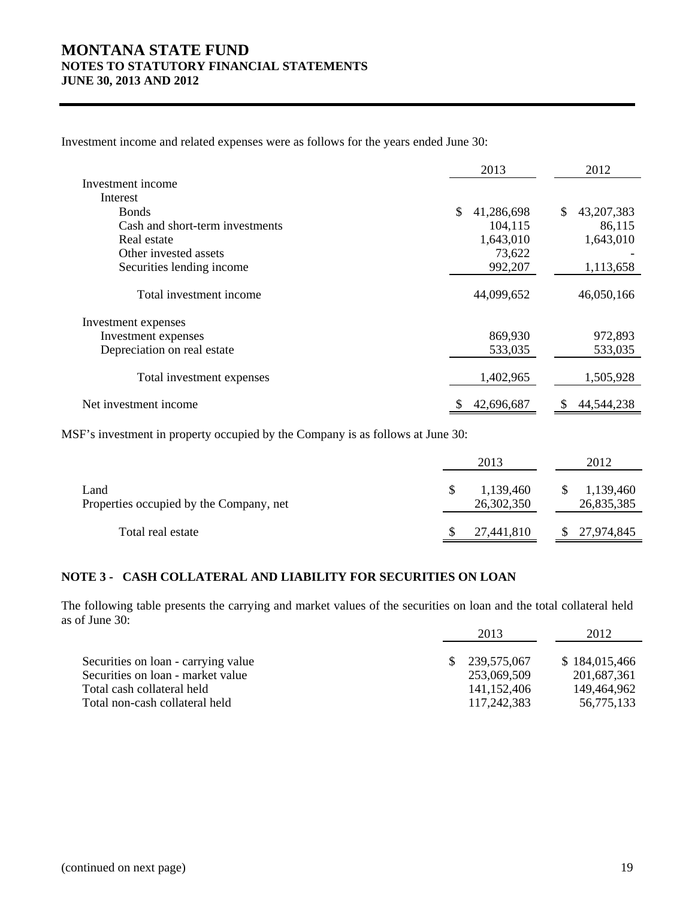Investment income and related expenses were as follows for the years ended June 30:

| | 2013 | 2012 |
|---|---|---|
| Investment income | | |
| Interest | | |
| Bonds | $ 41,286,698 | $ 43,207,383 |
| Cash and short-term investments | 104,115 | 86,115 |
| Real estate | 1,643,010 | 1,643,010 |
| Other invested assets | 73,622 | - |
| Securities lending income | 992,207 | 1,113,658 |
| Total investment income | 44,099,652 | 46,050,166 |
| Investment expenses | | |
| Investment expenses | 869,930 | 972,893 |
| Depreciation on real estate | 533,035 | 533,035 |
| Total investment expenses | 1,402,965 | 1,505,928 |
| Net investment income | $ 42,696,687 | $ 44,544,238 |

MSF's investment in property occupied by the Company is as follows at June 30:

| | 2013 | 2012 |
|---|---|---|
| Land | $ 1,139,460 | $ 1,139,460 |
| Properties occupied by the Company, net | 26,302,350 | 26,835,385 |
| Total real estate | $ 27,441,810 | $ 27,974,845 |

## NOTE 3 - CASH COLLATERAL AND LIABILITY FOR SECURITIES ON LOAN

The following table presents the carrying and market values of the securities on loan and the total collateral held as of June 30:

| | 2013 | 2012 |
|---|---|---|
| Securities on loan - carrying value | $ 239,575,067 | $ 184,015,466 |
| Securities on loan - market value | 253,069,509 | 201,687,361 |
| Total cash collateral held | 141,152,406 | 149,464,962 |
| Total non-cash collateral held | 117,242,383 | 56,775,133 |

(continued on next page)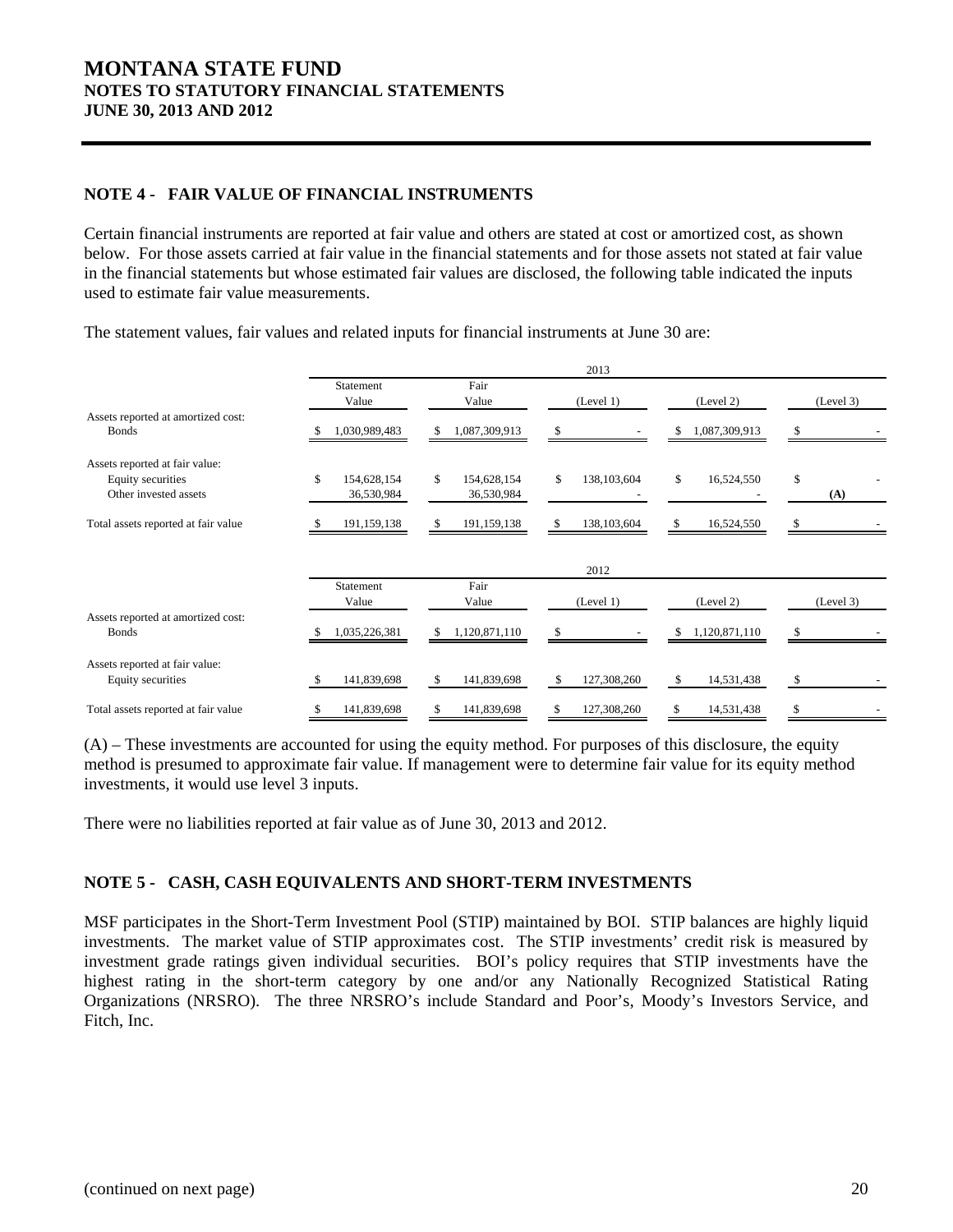## NOTE 4 - FAIR VALUE OF FINANCIAL INSTRUMENTS

Certain financial instruments are reported at fair value and others are stated at cost or amortized cost, as shown below. For those assets carried at fair value in the financial statements and for those assets not stated at fair value in the financial statements but whose estimated fair values are disclosed, the following table indicated the inputs used to estimate fair value measurements.

The statement values, fair values and related inputs for financial instruments at June 30 are:

| | 2013 | | | | |
|---|---|---|---|---|---|
| | Statement Value | Fair Value | (Level 1) | (Level 2) | (Level 3) |
| Assets reported at amortized cost: | | | | | |
| Bonds | $ 1,030,989,483 | $ 1,087,309,913 | $ - | $ 1,087,309,913 | $ - |
| Assets reported at fair value: | | | | | |
| Equity securities | $ 154,628,154 | $ 154,628,154 | $ 138,103,604 | $ 16,524,550 | $ - |
| Other invested assets | 36,530,984 | 36,530,984 | - | - | **(A)** |
| Total assets reported at fair value | $ 191,159,138 | $ 191,159,138 | $ 138,103,604 | $ 16,524,550 | $ - |

| | 2012 | | | | |
|---|---|---|---|---|---|
| | Statement Value | Fair Value | (Level 1) | (Level 2) | (Level 3) |
| Assets reported at amortized cost: | | | | | |
| Bonds | $ 1,035,226,381 | $ 1,120,871,110 | $ - | $ 1,120,871,110 | $ - |
| Assets reported at fair value: | | | | | |
| Equity securities | $ 141,839,698 | $ 141,839,698 | $ 127,308,260 | $ 14,531,438 | $ - |
| Total assets reported at fair value | $ 141,839,698 | $ 141,839,698 | $ 127,308,260 | $ 14,531,438 | $ - |

(A) – These investments are accounted for using the equity method. For purposes of this disclosure, the equity method is presumed to approximate fair value. If management were to determine fair value for its equity method investments, it would use level 3 inputs.

There were no liabilities reported at fair value as of June 30, 2013 and 2012.

## NOTE 5 - CASH, CASH EQUIVALENTS AND SHORT-TERM INVESTMENTS

MSF participates in the Short-Term Investment Pool (STIP) maintained by BOI. STIP balances are highly liquid investments. The market value of STIP approximates cost. The STIP investments' credit risk is measured by investment grade ratings given individual securities. BOI's policy requires that STIP investments have the highest rating in the short-term category by one and/or any Nationally Recognized Statistical Rating Organizations (NRSRO). The three NRSRO's include Standard and Poor's, Moody's Investors Service, and Fitch, Inc.

(continued on next page)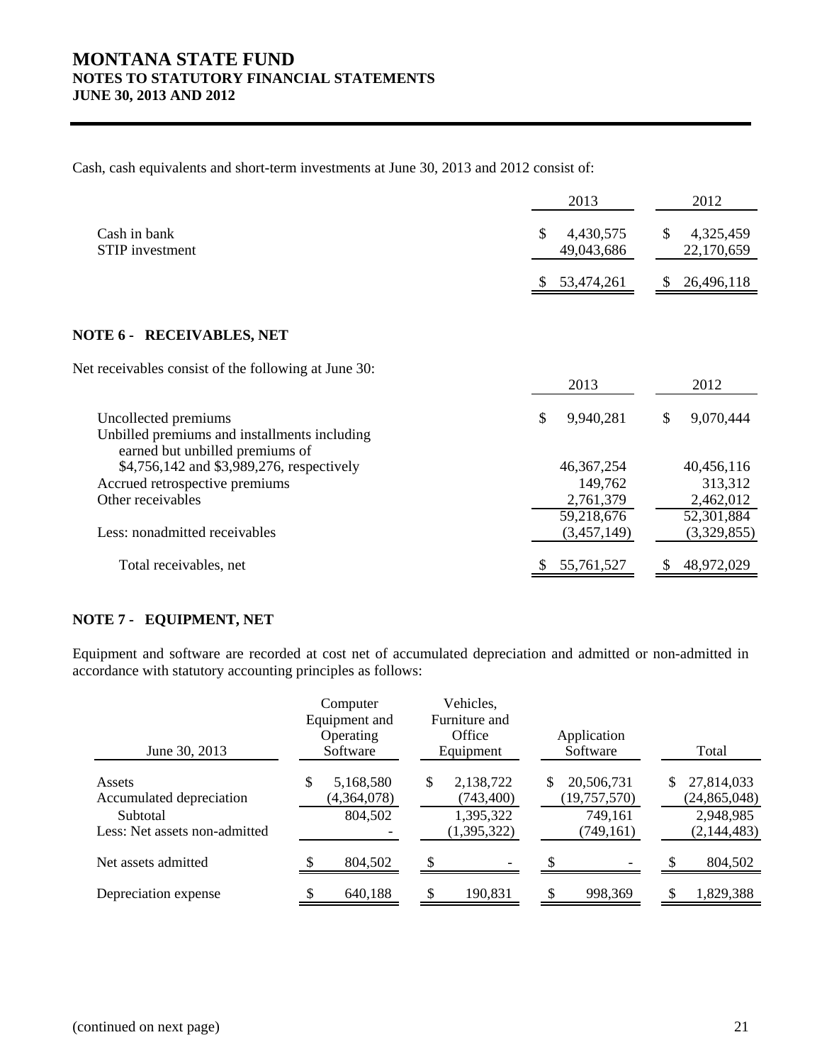Cash, cash equivalents and short-term investments at June 30, 2013 and 2012 consist of:

| | 2013 | 2012 |
|---|---|---|
| Cash in bank | $ 4,430,575 | $ 4,325,459 |
| STIP investment | 49,043,686 | 22,170,659 |
| | $ 53,474,261 | $ 26,496,118 |

## NOTE 6 - RECEIVABLES, NET

Net receivables consist of the following at June 30:

| | 2013 | 2012 |
|---|---|---|
| Uncollected premiums | $ 9,940,281 | $ 9,070,444 |
| Unbilled premiums and installments including earned but unbilled premiums of $4,756,142 and $3,989,276, respectively | 46,367,254 | 40,456,116 |
| Accrued retrospective premiums | 149,762 | 313,312 |
| Other receivables | 2,761,379 | 2,462,012 |
| | 59,218,676 | 52,301,884 |
| Less: nonadmitted receivables | (3,457,149) | (3,329,855) |
| Total receivables, net | $ 55,761,527 | $ 48,972,029 |

## NOTE 7 - EQUIPMENT, NET

Equipment and software are recorded at cost net of accumulated depreciation and admitted or non-admitted in accordance with statutory accounting principles as follows:

| June 30, 2013 | Computer Equipment and Operating Software | Vehicles, Furniture and Office Equipment | Application Software | Total |
|---|---|---|---|---|
| Assets | $ 5,168,580 | $ 2,138,722 | $ 20,506,731 | $ 27,814,033 |
| Accumulated depreciation | (4,364,078) | (743,400) | (19,757,570) | (24,865,048) |
| Subtotal | 804,502 | 1,395,322 | 749,161 | 2,948,985 |
| Less: Net assets non-admitted | - | (1,395,322) | (749,161) | (2,144,483) |
| Net assets admitted | $ 804,502 | $ - | $ - | $ 804,502 |
| Depreciation expense | $ 640,188 | $ 190,831 | $ 998,369 | $ 1,829,388 |

(continued on next page)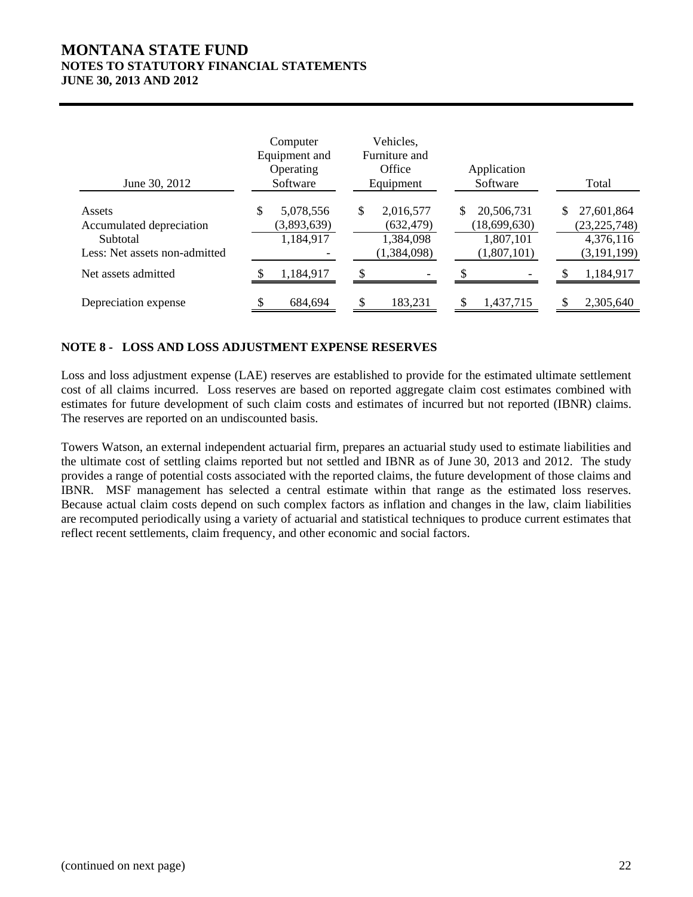| June 30, 2012 | Computer Equipment and Operating Software | Vehicles, Furniture and Office Equipment | Application Software | Total |
|---|---|---|---|---|
| Assets | $ 5,078,556 | $ 2,016,577 | $ 20,506,731 | $ 27,601,864 |
| Accumulated depreciation | (3,893,639) | (632,479) | (18,699,630) | (23,225,748) |
| Subtotal | 1,184,917 | 1,384,098 | 1,807,101 | 4,376,116 |
| Less: Net assets non-admitted | - | (1,384,098) | (1,807,101) | (3,191,199) |
| Net assets admitted | $ 1,184,917 | $ - | $ - | $ 1,184,917 |
| Depreciation expense | $ 684,694 | $ 183,231 | $ 1,437,715 | $ 2,305,640 |

## NOTE 8 - LOSS AND LOSS ADJUSTMENT EXPENSE RESERVES

Loss and loss adjustment expense (LAE) reserves are established to provide for the estimated ultimate settlement cost of all claims incurred. Loss reserves are based on reported aggregate claim cost estimates combined with estimates for future development of such claim costs and estimates of incurred but not reported (IBNR) claims. The reserves are reported on an undiscounted basis.

Towers Watson, an external independent actuarial firm, prepares an actuarial study used to estimate liabilities and the ultimate cost of settling claims reported but not settled and IBNR as of June 30, 2013 and 2012. The study provides a range of potential costs associated with the reported claims, the future development of those claims and IBNR. MSF management has selected a central estimate within that range as the estimated loss reserves. Because actual claim costs depend on such complex factors as inflation and changes in the law, claim liabilities are recomputed periodically using a variety of actuarial and statistical techniques to produce current estimates that reflect recent settlements, claim frequency, and other economic and social factors.

(continued on next page)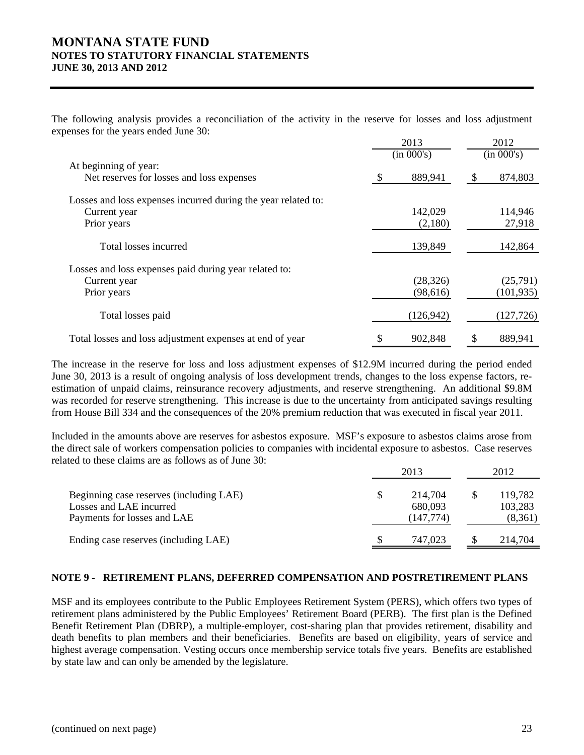The following analysis provides a reconciliation of the activity in the reserve for losses and loss adjustment expenses for the years ended June 30:

| | 2013 (in 000's) | 2012 (in 000's) |
|---|---|---|
| At beginning of year: | | |
| Net reserves for losses and loss expenses | $ 889,941 | $ 874,803 |
| Losses and loss expenses incurred during the year related to: | | |
| Current year | 142,029 | 114,946 |
| Prior years | (2,180) | 27,918 |
| Total losses incurred | 139,849 | 142,864 |
| Losses and loss expenses paid during year related to: | | |
| Current year | (28,326) | (25,791) |
| Prior years | (98,616) | (101,935) |
| Total losses paid | (126,942) | (127,726) |
| Total losses and loss adjustment expenses at end of year | $ 902,848 | $ 889,941 |

The increase in the reserve for loss and loss adjustment expenses of $12.9M incurred during the period ended June 30, 2013 is a result of ongoing analysis of loss development trends, changes to the loss expense factors, re-estimation of unpaid claims, reinsurance recovery adjustments, and reserve strengthening. An additional $9.8M was recorded for reserve strengthening. This increase is due to the uncertainty from anticipated savings resulting from House Bill 334 and the consequences of the 20% premium reduction that was executed in fiscal year 2011.

Included in the amounts above are reserves for asbestos exposure. MSF's exposure to asbestos claims arose from the direct sale of workers compensation policies to companies with incidental exposure to asbestos. Case reserves related to these claims are as follows as of June 30:

| | 2013 | 2012 |
|---|---|---|
| Beginning case reserves (including LAE) | $ 214,704 | $ 119,782 |
| Losses and LAE incurred | 680,093 | 103,283 |
| Payments for losses and LAE | (147,774) | (8,361) |
| Ending case reserves (including LAE) | $ 747,023 | $ 214,704 |

## NOTE 9 - RETIREMENT PLANS, DEFERRED COMPENSATION AND POSTRETIREMENT PLANS

MSF and its employees contribute to the Public Employees Retirement System (PERS), which offers two types of retirement plans administered by the Public Employees' Retirement Board (PERB). The first plan is the Defined Benefit Retirement Plan (DBRP), a multiple-employer, cost-sharing plan that provides retirement, disability and death benefits to plan members and their beneficiaries. Benefits are based on eligibility, years of service and highest average compensation. Vesting occurs once membership service totals five years. Benefits are established by state law and can only be amended by the legislature.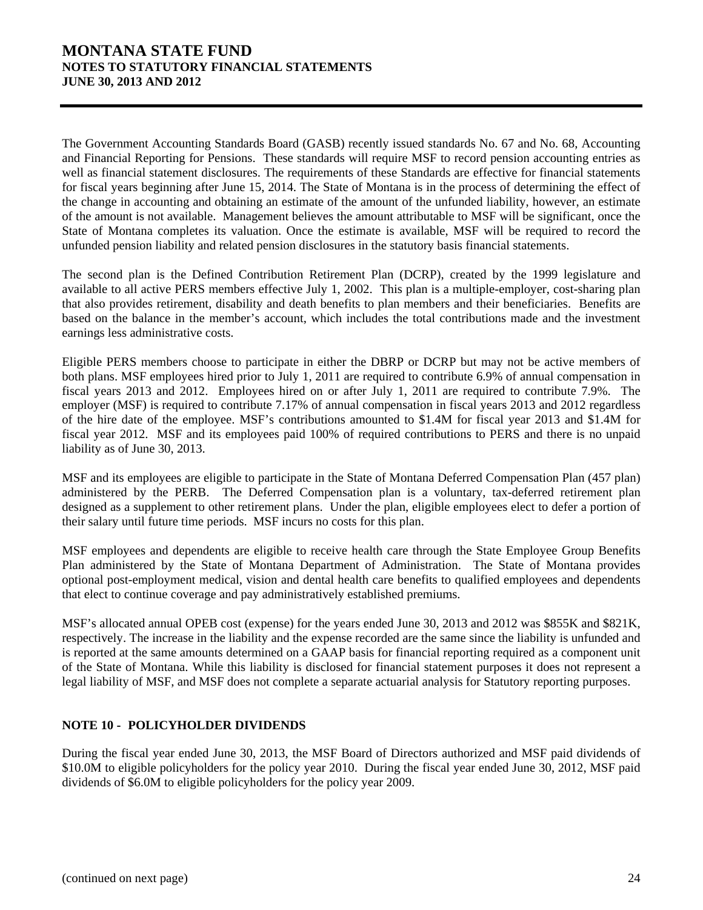The Government Accounting Standards Board (GASB) recently issued standards No. 67 and No. 68, Accounting and Financial Reporting for Pensions. These standards will require MSF to record pension accounting entries as well as financial statement disclosures. The requirements of these Standards are effective for financial statements for fiscal years beginning after June 15, 2014. The State of Montana is in the process of determining the effect of the change in accounting and obtaining an estimate of the amount of the unfunded liability, however, an estimate of the amount is not available. Management believes the amount attributable to MSF will be significant, once the State of Montana completes its valuation. Once the estimate is available, MSF will be required to record the unfunded pension liability and related pension disclosures in the statutory basis financial statements.

The second plan is the Defined Contribution Retirement Plan (DCRP), created by the 1999 legislature and available to all active PERS members effective July 1, 2002. This plan is a multiple-employer, cost-sharing plan that also provides retirement, disability and death benefits to plan members and their beneficiaries. Benefits are based on the balance in the member's account, which includes the total contributions made and the investment earnings less administrative costs.

Eligible PERS members choose to participate in either the DBRP or DCRP but may not be active members of both plans. MSF employees hired prior to July 1, 2011 are required to contribute 6.9% of annual compensation in fiscal years 2013 and 2012. Employees hired on or after July 1, 2011 are required to contribute 7.9%. The employer (MSF) is required to contribute 7.17% of annual compensation in fiscal years 2013 and 2012 regardless of the hire date of the employee. MSF's contributions amounted to \$1.4M for fiscal year 2013 and \$1.4M for fiscal year 2012. MSF and its employees paid 100% of required contributions to PERS and there is no unpaid liability as of June 30, 2013.

MSF and its employees are eligible to participate in the State of Montana Deferred Compensation Plan (457 plan) administered by the PERB. The Deferred Compensation plan is a voluntary, tax-deferred retirement plan designed as a supplement to other retirement plans. Under the plan, eligible employees elect to defer a portion of their salary until future time periods. MSF incurs no costs for this plan.

MSF employees and dependents are eligible to receive health care through the State Employee Group Benefits Plan administered by the State of Montana Department of Administration. The State of Montana provides optional post-employment medical, vision and dental health care benefits to qualified employees and dependents that elect to continue coverage and pay administratively established premiums.

MSF's allocated annual OPEB cost (expense) for the years ended June 30, 2013 and 2012 was \$855K and \$821K, respectively. The increase in the liability and the expense recorded are the same since the liability is unfunded and is reported at the same amounts determined on a GAAP basis for financial reporting required as a component unit of the State of Montana. While this liability is disclosed for financial statement purposes it does not represent a legal liability of MSF, and MSF does not complete a separate actuarial analysis for Statutory reporting purposes.

## NOTE 10 - POLICYHOLDER DIVIDENDS

During the fiscal year ended June 30, 2013, the MSF Board of Directors authorized and MSF paid dividends of \$10.0M to eligible policyholders for the policy year 2010. During the fiscal year ended June 30, 2012, MSF paid dividends of \$6.0M to eligible policyholders for the policy year 2009.

(continued on next page)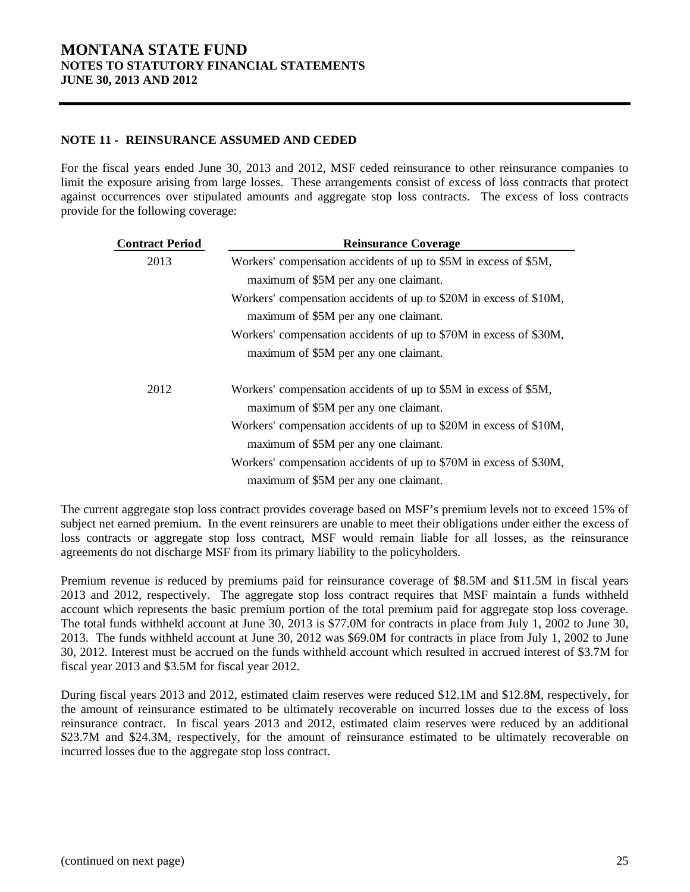## NOTE 11 - REINSURANCE ASSUMED AND CEDED

For the fiscal years ended June 30, 2013 and 2012, MSF ceded reinsurance to other reinsurance companies to limit the exposure arising from large losses. These arrangements consist of excess of loss contracts that protect against occurrences over stipulated amounts and aggregate stop loss contracts. The excess of loss contracts provide for the following coverage:

| Contract Period | Reinsurance Coverage |
|---|---|
| 2013 | Workers' compensation accidents of up to \$5M in excess of \$5M, maximum of \$5M per any one claimant. |
| | Workers' compensation accidents of up to \$20M in excess of \$10M, maximum of \$5M per any one claimant. |
| | Workers' compensation accidents of up to \$70M in excess of \$30M, maximum of \$5M per any one claimant. |
| 2012 | Workers' compensation accidents of up to \$5M in excess of \$5M, maximum of \$5M per any one claimant. |
| | Workers' compensation accidents of up to \$20M in excess of \$10M, maximum of \$5M per any one claimant. |
| | Workers' compensation accidents of up to \$70M in excess of \$30M, maximum of \$5M per any one claimant. |

The current aggregate stop loss contract provides coverage based on MSF's premium levels not to exceed 15% of subject net earned premium. In the event reinsurers are unable to meet their obligations under either the excess of loss contracts or aggregate stop loss contract, MSF would remain liable for all losses, as the reinsurance agreements do not discharge MSF from its primary liability to the policyholders.

Premium revenue is reduced by premiums paid for reinsurance coverage of \$8.5M and \$11.5M in fiscal years 2013 and 2012, respectively. The aggregate stop loss contract requires that MSF maintain a funds withheld account which represents the basic premium portion of the total premium paid for aggregate stop loss coverage. The total funds withheld account at June 30, 2013 is \$77.0M for contracts in place from July 1, 2002 to June 30, 2013. The funds withheld account at June 30, 2012 was \$69.0M for contracts in place from July 1, 2002 to June 30, 2012. Interest must be accrued on the funds withheld account which resulted in accrued interest of \$3.7M for fiscal year 2013 and \$3.5M for fiscal year 2012.

During fiscal years 2013 and 2012, estimated claim reserves were reduced \$12.1M and \$12.8M, respectively, for the amount of reinsurance estimated to be ultimately recoverable on incurred losses due to the excess of loss reinsurance contract. In fiscal years 2013 and 2012, estimated claim reserves were reduced by an additional \$23.7M and \$24.3M, respectively, for the amount of reinsurance estimated to be ultimately recoverable on incurred losses due to the aggregate stop loss contract.

(continued on next page)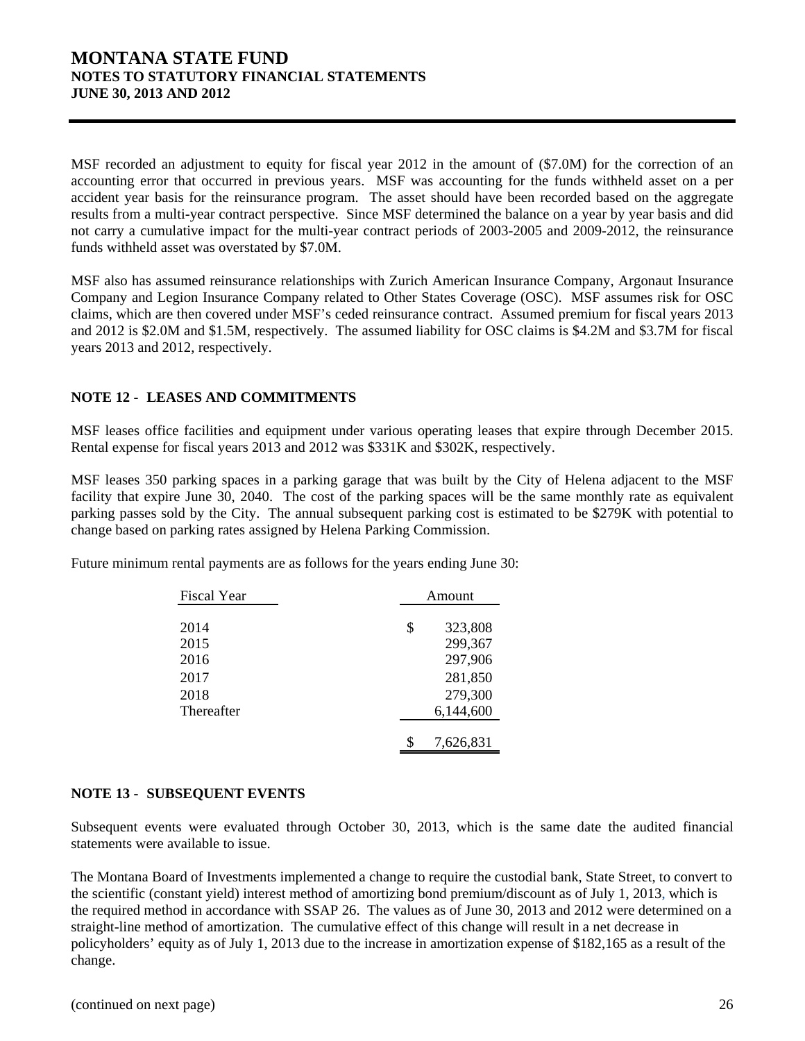MSF recorded an adjustment to equity for fiscal year 2012 in the amount of ($7.0M) for the correction of an accounting error that occurred in previous years. MSF was accounting for the funds withheld asset on a per accident year basis for the reinsurance program. The asset should have been recorded based on the aggregate results from a multi-year contract perspective. Since MSF determined the balance on a year by year basis and did not carry a cumulative impact for the multi-year contract periods of 2003-2005 and 2009-2012, the reinsurance funds withheld asset was overstated by $7.0M.

MSF also has assumed reinsurance relationships with Zurich American Insurance Company, Argonaut Insurance Company and Legion Insurance Company related to Other States Coverage (OSC). MSF assumes risk for OSC claims, which are then covered under MSF's ceded reinsurance contract. Assumed premium for fiscal years 2013 and 2012 is $2.0M and $1.5M, respectively. The assumed liability for OSC claims is $4.2M and $3.7M for fiscal years 2013 and 2012, respectively.

## NOTE 12 - LEASES AND COMMITMENTS

MSF leases office facilities and equipment under various operating leases that expire through December 2015. Rental expense for fiscal years 2013 and 2012 was $331K and $302K, respectively.

MSF leases 350 parking spaces in a parking garage that was built by the City of Helena adjacent to the MSF facility that expire June 30, 2040. The cost of the parking spaces will be the same monthly rate as equivalent parking passes sold by the City. The annual subsequent parking cost is estimated to be $279K with potential to change based on parking rates assigned by Helena Parking Commission.

Future minimum rental payments are as follows for the years ending June 30:

| Fiscal Year | Amount |
|---|---|
| 2014 | $ 323,808 |
| 2015 | 299,367 |
| 2016 | 297,906 |
| 2017 | 281,850 |
| 2018 | 279,300 |
| Thereafter | 6,144,600 |
| | $ 7,626,831 |

## NOTE 13 - SUBSEQUENT EVENTS

Subsequent events were evaluated through October 30, 2013, which is the same date the audited financial statements were available to issue.

The Montana Board of Investments implemented a change to require the custodial bank, State Street, to convert to the scientific (constant yield) interest method of amortizing bond premium/discount as of July 1, 2013, which is the required method in accordance with SSAP 26. The values as of June 30, 2013 and 2012 were determined on a straight-line method of amortization. The cumulative effect of this change will result in a net decrease in policyholders' equity as of July 1, 2013 due to the increase in amortization expense of $182,165 as a result of the change.

(continued on next page)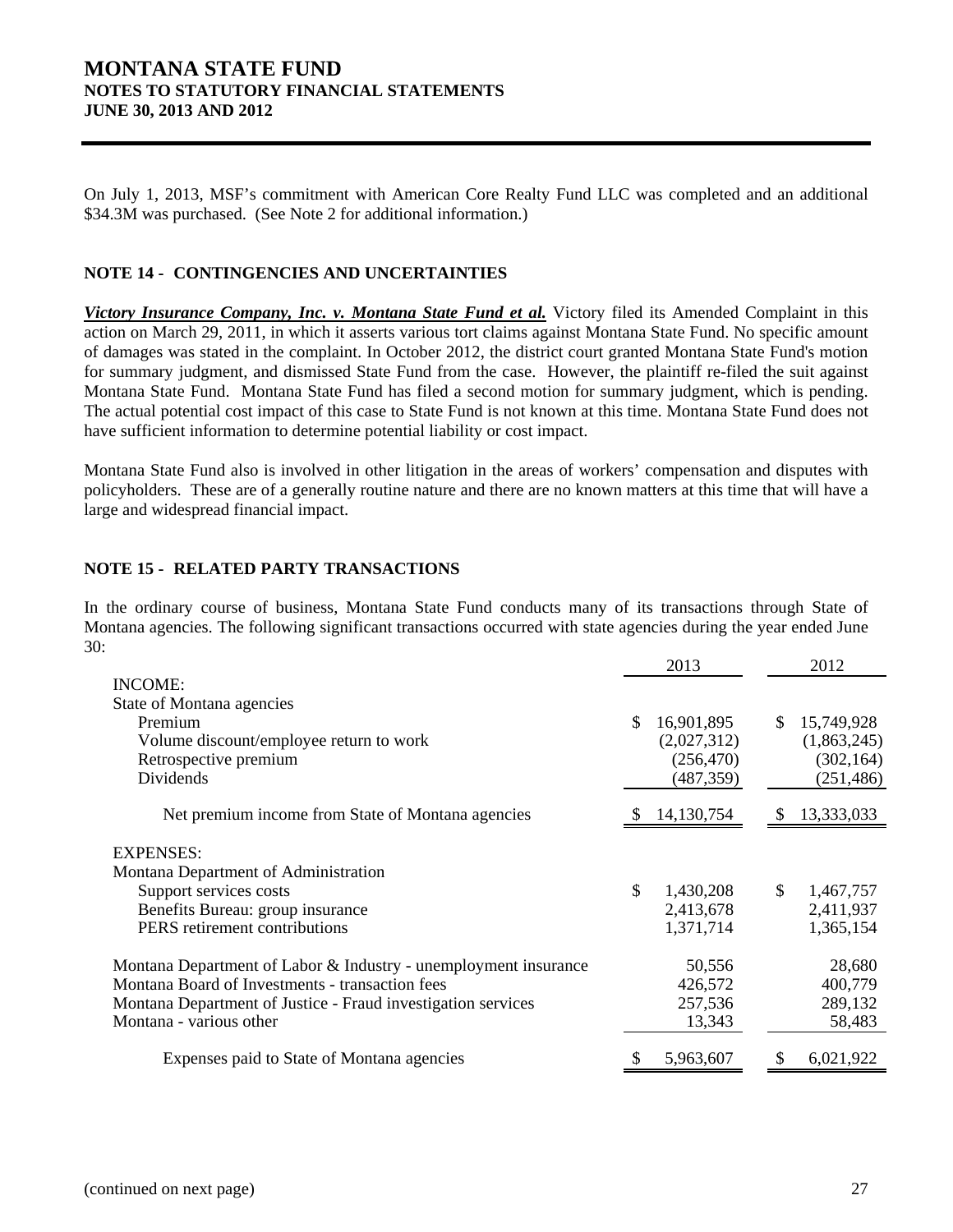On July 1, 2013, MSF's commitment with American Core Realty Fund LLC was completed and an additional \$34.3M was purchased. (See Note 2 for additional information.)

## NOTE 14 - CONTINGENCIES AND UNCERTAINTIES

***Victory Insurance Company, Inc. v. Montana State Fund et al.*** Victory filed its Amended Complaint in this action on March 29, 2011, in which it asserts various tort claims against Montana State Fund. No specific amount of damages was stated in the complaint. In October 2012, the district court granted Montana State Fund's motion for summary judgment, and dismissed State Fund from the case. However, the plaintiff re-filed the suit against Montana State Fund. Montana State Fund has filed a second motion for summary judgment, which is pending. The actual potential cost impact of this case to State Fund is not known at this time. Montana State Fund does not have sufficient information to determine potential liability or cost impact.

Montana State Fund also is involved in other litigation in the areas of workers' compensation and disputes with policyholders. These are of a generally routine nature and there are no known matters at this time that will have a large and widespread financial impact.

## NOTE 15 - RELATED PARTY TRANSACTIONS

In the ordinary course of business, Montana State Fund conducts many of its transactions through State of Montana agencies. The following significant transactions occurred with state agencies during the year ended June 30:

| | 2013 | 2012 |
|---|---|---|
| INCOME: | | |
| State of Montana agencies | | |
| Premium | \$ 16,901,895 | \$ 15,749,928 |
| Volume discount/employee return to work | (2,027,312) | (1,863,245) |
| Retrospective premium | (256,470) | (302,164) |
| Dividends | (487,359) | (251,486) |
| Net premium income from State of Montana agencies | \$ 14,130,754 | \$ 13,333,033 |
| EXPENSES: | | |
| Montana Department of Administration | | |
| Support services costs | \$ 1,430,208 | \$ 1,467,757 |
| Benefits Bureau: group insurance | 2,413,678 | 2,411,937 |
| PERS retirement contributions | 1,371,714 | 1,365,154 |
| Montana Department of Labor & Industry - unemployment insurance | 50,556 | 28,680 |
| Montana Board of Investments - transaction fees | 426,572 | 400,779 |
| Montana Department of Justice - Fraud investigation services | 257,536 | 289,132 |
| Montana - various other | 13,343 | 58,483 |
| Expenses paid to State of Montana agencies | \$ 5,963,607 | \$ 6,021,922 |

(continued on next page)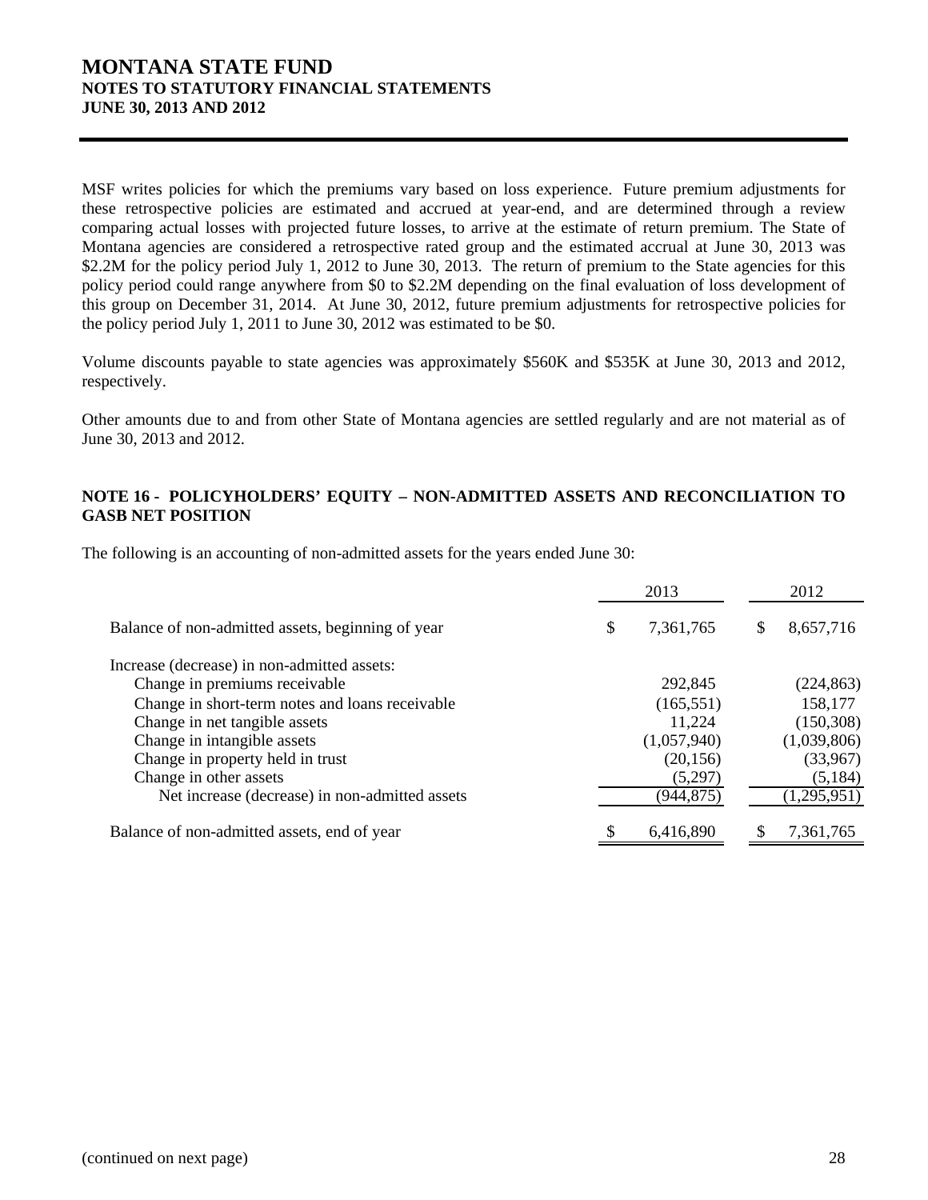MSF writes policies for which the premiums vary based on loss experience. Future premium adjustments for these retrospective policies are estimated and accrued at year-end, and are determined through a review comparing actual losses with projected future losses, to arrive at the estimate of return premium. The State of Montana agencies are considered a retrospective rated group and the estimated accrual at June 30, 2013 was \$2.2M for the policy period July 1, 2012 to June 30, 2013. The return of premium to the State agencies for this policy period could range anywhere from \$0 to \$2.2M depending on the final evaluation of loss development of this group on December 31, 2014. At June 30, 2012, future premium adjustments for retrospective policies for the policy period July 1, 2011 to June 30, 2012 was estimated to be \$0.

Volume discounts payable to state agencies was approximately \$560K and \$535K at June 30, 2013 and 2012, respectively.

Other amounts due to and from other State of Montana agencies are settled regularly and are not material as of June 30, 2013 and 2012.

## NOTE 16 - POLICYHOLDERS' EQUITY – NON-ADMITTED ASSETS AND RECONCILIATION TO GASB NET POSITION

The following is an accounting of non-admitted assets for the years ended June 30:

| | 2013 | 2012 |
|---|---|---|
| Balance of non-admitted assets, beginning of year | \$ 7,361,765 | \$ 8,657,716 |
| Increase (decrease) in non-admitted assets: | | |
| Change in premiums receivable | 292,845 | (224,863) |
| Change in short-term notes and loans receivable | (165,551) | 158,177 |
| Change in net tangible assets | 11,224 | (150,308) |
| Change in intangible assets | (1,057,940) | (1,039,806) |
| Change in property held in trust | (20,156) | (33,967) |
| Change in other assets | (5,297) | (5,184) |
| Net increase (decrease) in non-admitted assets | (944,875) | (1,295,951) |
| Balance of non-admitted assets, end of year | \$ 6,416,890 | \$ 7,361,765 |

(continued on next page)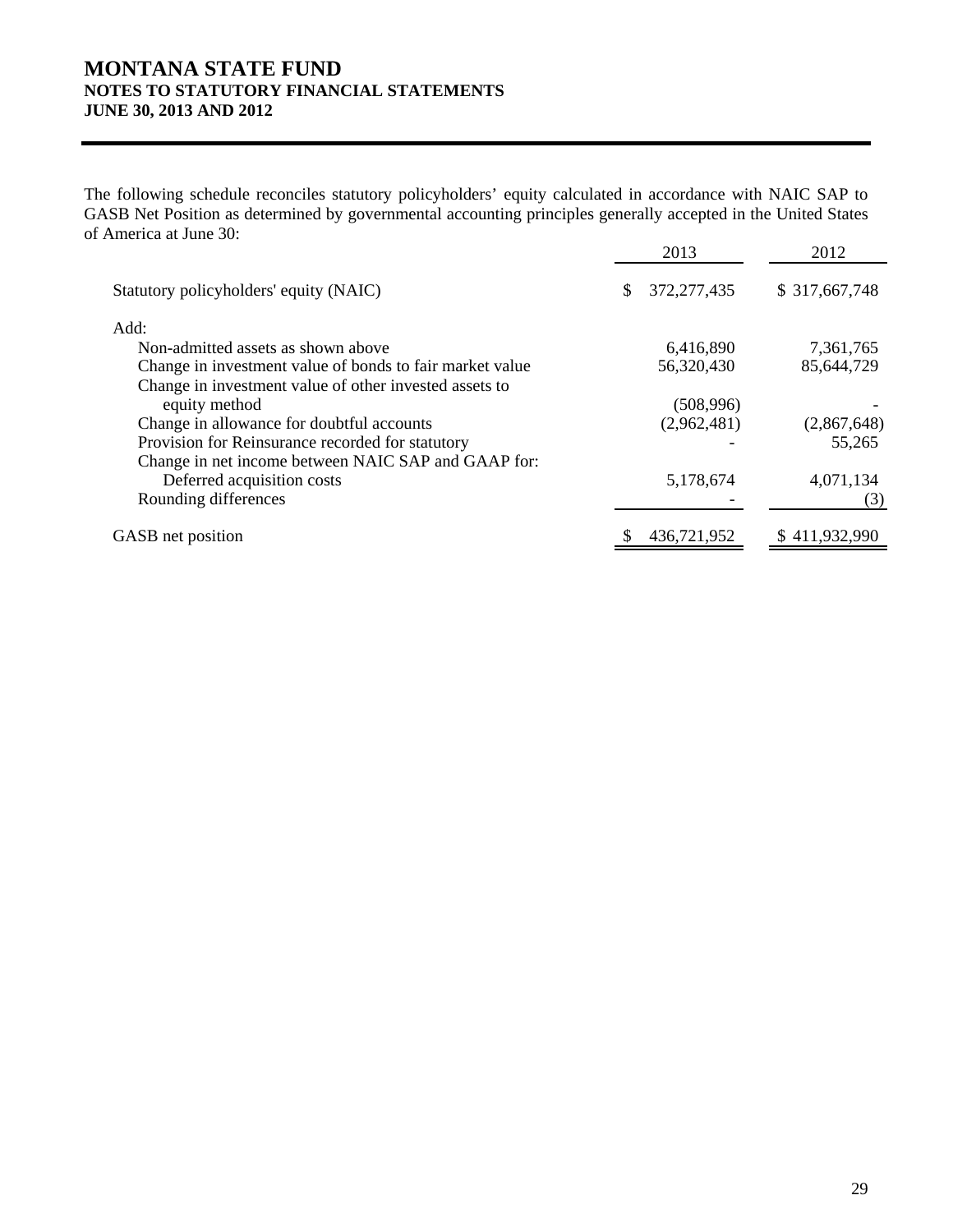The following schedule reconciles statutory policyholders' equity calculated in accordance with NAIC SAP to GASB Net Position as determined by governmental accounting principles generally accepted in the United States of America at June 30:

| | 2013 | 2012 |
|---|---|---|
| Statutory policyholders' equity (NAIC) | $ 372,277,435 | $ 317,667,748 |
| Add: | | |
| Non-admitted assets as shown above | 6,416,890 | 7,361,765 |
| Change in investment value of bonds to fair market value | 56,320,430 | 85,644,729 |
| Change in investment value of other invested assets to equity method | (508,996) | - |
| Change in allowance for doubtful accounts | (2,962,481) | (2,867,648) |
| Provision for Reinsurance recorded for statutory | - | 55,265 |
| Change in net income between NAIC SAP and GAAP for: Deferred acquisition costs | 5,178,674 | 4,071,134 |
| Rounding differences | - | (3) |
| GASB net position | $ 436,721,952 | $ 411,932,990 |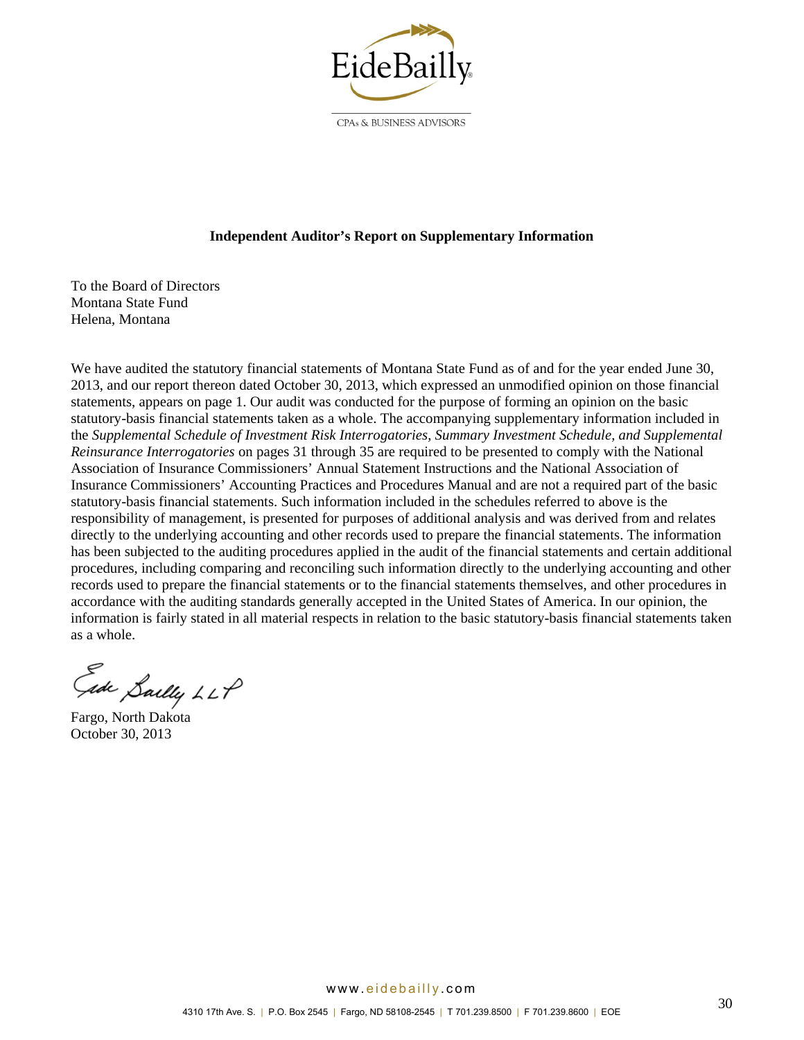EideBailly

CPAs & BUSINESS ADVISORS

**Independent Auditor's Report on Supplementary Information**

To the Board of Directors
Montana State Fund
Helena, Montana

We have audited the statutory financial statements of Montana State Fund as of and for the year ended June 30, 2013, and our report thereon dated October 30, 2013, which expressed an unmodified opinion on those financial statements, appears on page 1. Our audit was conducted for the purpose of forming an opinion on the basic statutory-basis financial statements taken as a whole. The accompanying supplementary information included in the *Supplemental Schedule of Investment Risk Interrogatories, Summary Investment Schedule, and Supplemental Reinsurance Interrogatories* on pages 31 through 35 are required to be presented to comply with the National Association of Insurance Commissioners' Annual Statement Instructions and the National Association of Insurance Commissioners' Accounting Practices and Procedures Manual and are not a required part of the basic statutory-basis financial statements. Such information included in the schedules referred to above is the responsibility of management, is presented for purposes of additional analysis and was derived from and relates directly to the underlying accounting and other records used to prepare the financial statements. The information has been subjected to the auditing procedures applied in the audit of the financial statements and certain additional procedures, including comparing and reconciling such information directly to the underlying accounting and other records used to prepare the financial statements or to the financial statements themselves, and other procedures in accordance with the auditing standards generally accepted in the United States of America. In our opinion, the information is fairly stated in all material respects in relation to the basic statutory-basis financial statements taken as a whole.

Eide Bailly LLP

Fargo, North Dakota
October 30, 2013

www.eidebailly.com

4310 17th Ave. S. | P.O. Box 2545 | Fargo, ND 58108-2545 | T 701.239.8500 | F 701.239.8600 | EOE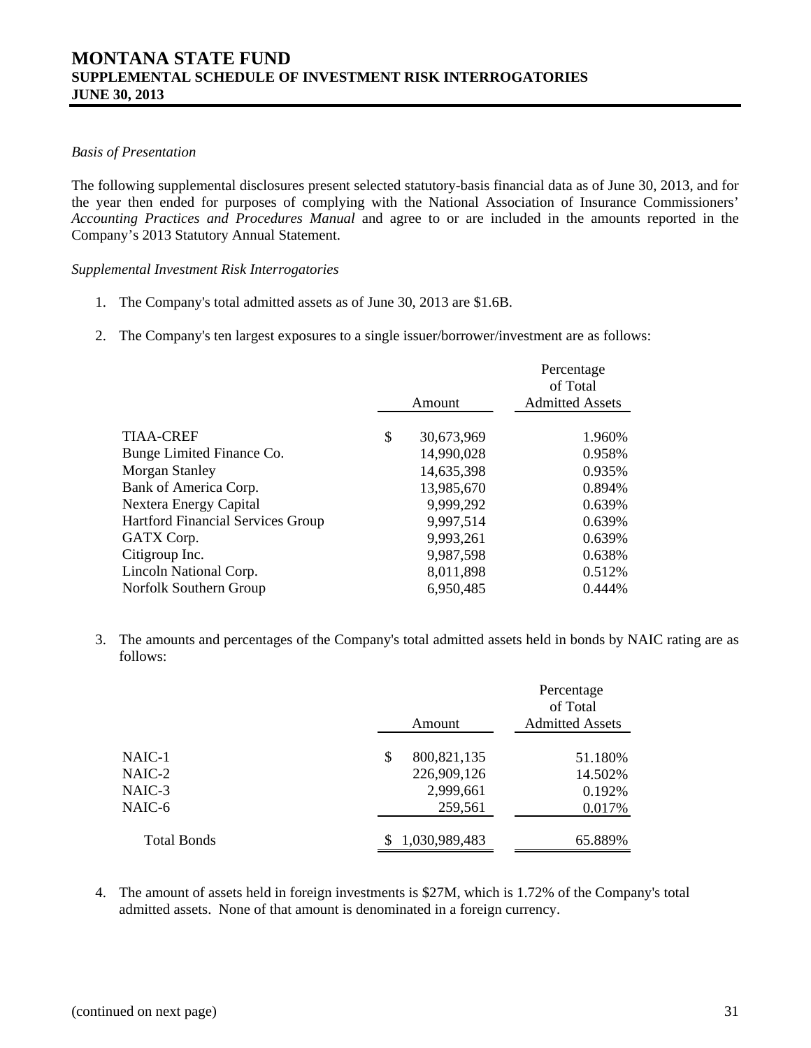# MONTANA STATE FUND
## SUPPLEMENTAL SCHEDULE OF INVESTMENT RISK INTERROGATORIES
## JUNE 30, 2013

*Basis of Presentation*

The following supplemental disclosures present selected statutory-basis financial data as of June 30, 2013, and for the year then ended for purposes of complying with the National Association of Insurance Commissioners' *Accounting Practices and Procedures Manual* and agree to or are included in the amounts reported in the Company's 2013 Statutory Annual Statement.

*Supplemental Investment Risk Interrogatories*

1. The Company's total admitted assets as of June 30, 2013 are $1.6B.

2. The Company's ten largest exposures to a single issuer/borrower/investment are as follows:

| | Amount | Percentage of Total Admitted Assets |
|---|---|---|
| TIAA-CREF | $ 30,673,969 | 1.960% |
| Bunge Limited Finance Co. | 14,990,028 | 0.958% |
| Morgan Stanley | 14,635,398 | 0.935% |
| Bank of America Corp. | 13,985,670 | 0.894% |
| Nextera Energy Capital | 9,999,292 | 0.639% |
| Hartford Financial Services Group | 9,997,514 | 0.639% |
| GATX Corp. | 9,993,261 | 0.639% |
| Citigroup Inc. | 9,987,598 | 0.638% |
| Lincoln National Corp. | 8,011,898 | 0.512% |
| Norfolk Southern Group | 6,950,485 | 0.444% |

3. The amounts and percentages of the Company's total admitted assets held in bonds by NAIC rating are as follows:

| | Amount | Percentage of Total Admitted Assets |
|---|---|---|
| NAIC-1 | $ 800,821,135 | 51.180% |
| NAIC-2 | 226,909,126 | 14.502% |
| NAIC-3 | 2,999,661 | 0.192% |
| NAIC-6 | 259,561 | 0.017% |
| Total Bonds | $ 1,030,989,483 | 65.889% |

4. The amount of assets held in foreign investments is $27M, which is 1.72% of the Company's total admitted assets. None of that amount is denominated in a foreign currency.

(continued on next page)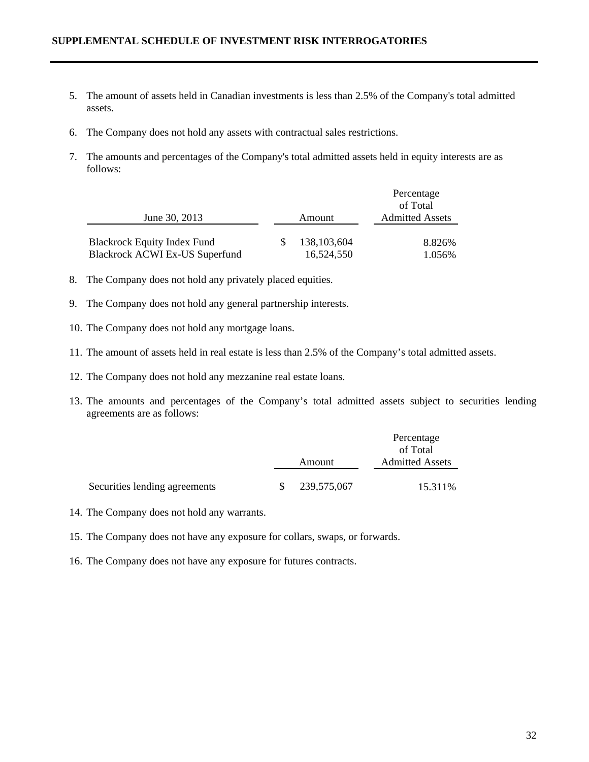## SUPPLEMENTAL SCHEDULE OF INVESTMENT RISK INTERROGATORIES

5. The amount of assets held in Canadian investments is less than 2.5% of the Company's total admitted assets.

6. The Company does not hold any assets with contractual sales restrictions.

7. The amounts and percentages of the Company's total admitted assets held in equity interests are as follows:

| June 30, 2013 | Amount | Percentage of Total Admitted Assets |
|---|---|---|
| Blackrock Equity Index Fund | $ 138,103,604 | 8.826% |
| Blackrock ACWI Ex-US Superfund | 16,524,550 | 1.056% |

8. The Company does not hold any privately placed equities.

9. The Company does not hold any general partnership interests.

10. The Company does not hold any mortgage loans.

11. The amount of assets held in real estate is less than 2.5% of the Company's total admitted assets.

12. The Company does not hold any mezzanine real estate loans.

13. The amounts and percentages of the Company's total admitted assets subject to securities lending agreements are as follows:

| | Amount | Percentage of Total Admitted Assets |
|---|---|---|
| Securities lending agreements | $ 239,575,067 | 15.311% |

14. The Company does not hold any warrants.

15. The Company does not have any exposure for collars, swaps, or forwards.

16. The Company does not have any exposure for futures contracts.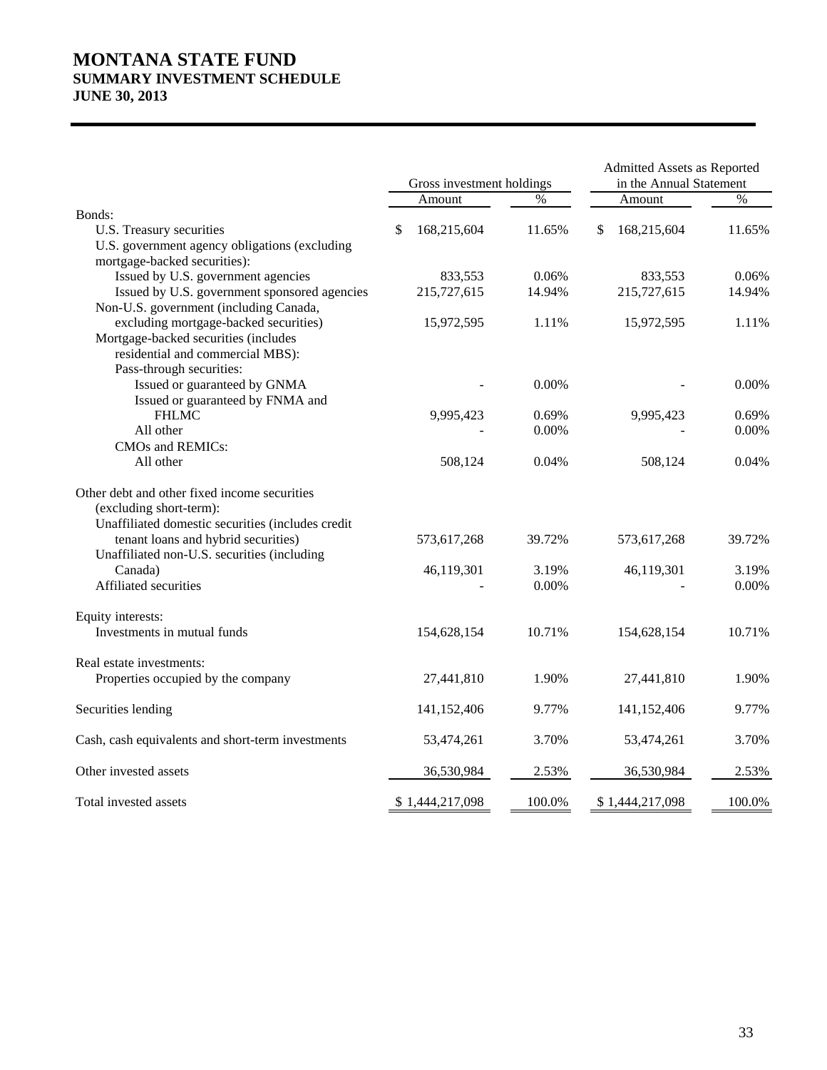# MONTANA STATE FUND
## SUMMARY INVESTMENT SCHEDULE
## JUNE 30, 2013

| | Gross investment holdings | | Admitted Assets as Reported in the Annual Statement | |
|---|---|---|---|---|
| | Amount | % | Amount | % |
| Bonds: | | | | |
| U.S. Treasury securities | $ 168,215,604 | 11.65% | $ 168,215,604 | 11.65% |
| U.S. government agency obligations (excluding mortgage-backed securities): | | | | |
| Issued by U.S. government agencies | 833,553 | 0.06% | 833,553 | 0.06% |
| Issued by U.S. government sponsored agencies | 215,727,615 | 14.94% | 215,727,615 | 14.94% |
| Non-U.S. government (including Canada, excluding mortgage-backed securities) | 15,972,595 | 1.11% | 15,972,595 | 1.11% |
| Mortgage-backed securities (includes residential and commercial MBS): | | | | |
| Pass-through securities: | | | | |
| Issued or guaranteed by GNMA | - | 0.00% | - | 0.00% |
| Issued or guaranteed by FNMA and FHLMC | 9,995,423 | 0.69% | 9,995,423 | 0.69% |
| All other | - | 0.00% | - | 0.00% |
| CMOs and REMICs: | | | | |
| All other | 508,124 | 0.04% | 508,124 | 0.04% |
| Other debt and other fixed income securities (excluding short-term): | | | | |
| Unaffiliated domestic securities (includes credit tenant loans and hybrid securities) | 573,617,268 | 39.72% | 573,617,268 | 39.72% |
| Unaffiliated non-U.S. securities (including Canada) | 46,119,301 | 3.19% | 46,119,301 | 3.19% |
| Affiliated securities | - | 0.00% | - | 0.00% |
| Equity interests: | | | | |
| Investments in mutual funds | 154,628,154 | 10.71% | 154,628,154 | 10.71% |
| Real estate investments: | | | | |
| Properties occupied by the company | 27,441,810 | 1.90% | 27,441,810 | 1.90% |
| Securities lending | 141,152,406 | 9.77% | 141,152,406 | 9.77% |
| Cash, cash equivalents and short-term investments | 53,474,261 | 3.70% | 53,474,261 | 3.70% |
| Other invested assets | 36,530,984 | 2.53% | 36,530,984 | 2.53% |
| Total invested assets | $ 1,444,217,098 | 100.0% | $ 1,444,217,098 | 100.0% |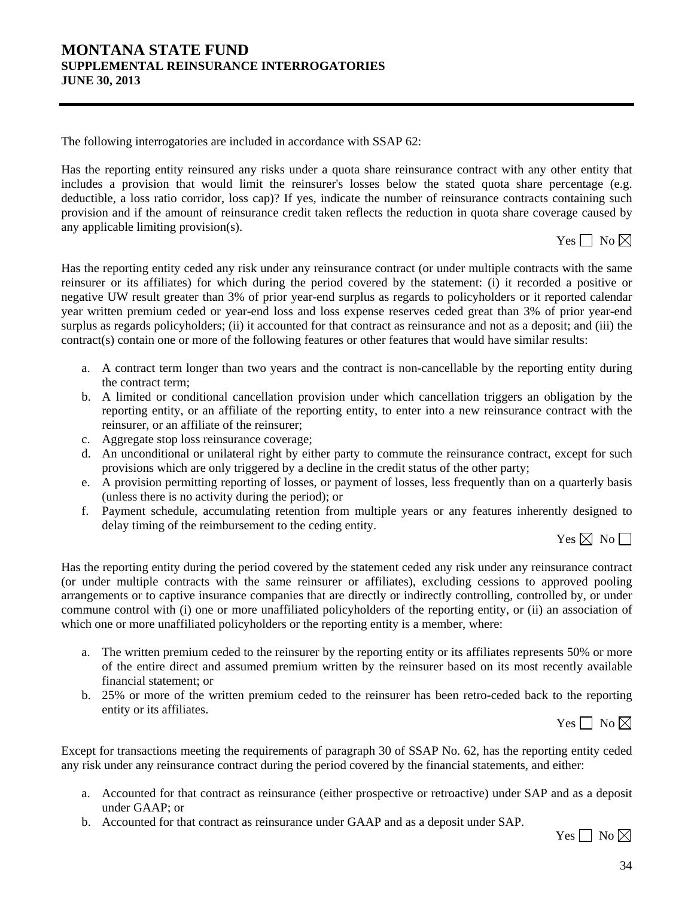# MONTANA STATE FUND
## SUPPLEMENTAL REINSURANCE INTERROGATORIES
### JUNE 30, 2013

The following interrogatories are included in accordance with SSAP 62:

Has the reporting entity reinsured any risks under a quota share reinsurance contract with any other entity that includes a provision that would limit the reinsurer's losses below the stated quota share percentage (e.g. deductible, a loss ratio corridor, loss cap)? If yes, indicate the number of reinsurance contracts containing such provision and if the amount of reinsurance credit taken reflects the reduction in quota share coverage caused by any applicable limiting provision(s).

Yes ☐ No ☒

Has the reporting entity ceded any risk under any reinsurance contract (or under multiple contracts with the same reinsurer or its affiliates) for which during the period covered by the statement: (i) it recorded a positive or negative UW result greater than 3% of prior year-end surplus as regards to policyholders or it reported calendar year written premium ceded or year-end loss and loss expense reserves ceded great than 3% of prior year-end surplus as regards policyholders; (ii) it accounted for that contract as reinsurance and not as a deposit; and (iii) the contract(s) contain one or more of the following features or other features that would have similar results:

a. A contract term longer than two years and the contract is non-cancellable by the reporting entity during the contract term;
b. A limited or conditional cancellation provision under which cancellation triggers an obligation by the reporting entity, or an affiliate of the reporting entity, to enter into a new reinsurance contract with the reinsurer, or an affiliate of the reinsurer;
c. Aggregate stop loss reinsurance coverage;
d. An unconditional or unilateral right by either party to commute the reinsurance contract, except for such provisions which are only triggered by a decline in the credit status of the other party;
e. A provision permitting reporting of losses, or payment of losses, less frequently than on a quarterly basis (unless there is no activity during the period); or
f. Payment schedule, accumulating retention from multiple years or any features inherently designed to delay timing of the reimbursement to the ceding entity.

Yes ☒ No ☐

Has the reporting entity during the period covered by the statement ceded any risk under any reinsurance contract (or under multiple contracts with the same reinsurer or affiliates), excluding cessions to approved pooling arrangements or to captive insurance companies that are directly or indirectly controlling, controlled by, or under commune control with (i) one or more unaffiliated policyholders of the reporting entity, or (ii) an association of which one or more unaffiliated policyholders or the reporting entity is a member, where:

a. The written premium ceded to the reinsurer by the reporting entity or its affiliates represents 50% or more of the entire direct and assumed premium written by the reinsurer based on its most recently available financial statement; or
b. 25% or more of the written premium ceded to the reinsurer has been retro-ceded back to the reporting entity or its affiliates.

Yes ☐ No ☒

Except for transactions meeting the requirements of paragraph 30 of SSAP No. 62, has the reporting entity ceded any risk under any reinsurance contract during the period covered by the financial statements, and either:

a. Accounted for that contract as reinsurance (either prospective or retroactive) under SAP and as a deposit under GAAP; or
b. Accounted for that contract as reinsurance under GAAP and as a deposit under SAP.

Yes ☐ No ☒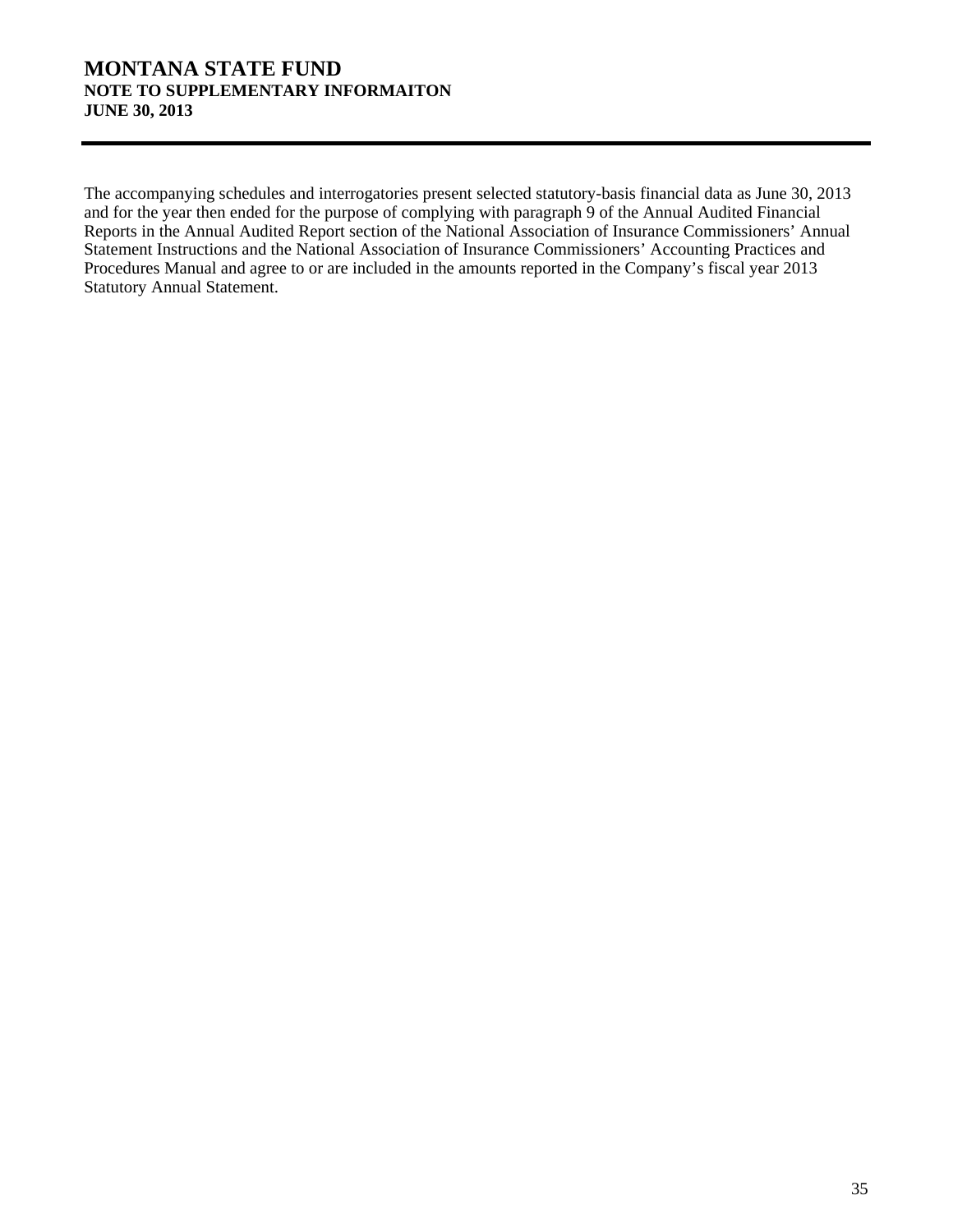# MONTANA STATE FUND
## NOTE TO SUPPLEMENTARY INFORMAITON
## JUNE 30, 2013

The accompanying schedules and interrogatories present selected statutory-basis financial data as June 30, 2013 and for the year then ended for the purpose of complying with paragraph 9 of the Annual Audited Financial Reports in the Annual Audited Report section of the National Association of Insurance Commissioners' Annual Statement Instructions and the National Association of Insurance Commissioners' Accounting Practices and Procedures Manual and agree to or are included in the amounts reported in the Company's fiscal year 2013 Statutory Annual Statement.